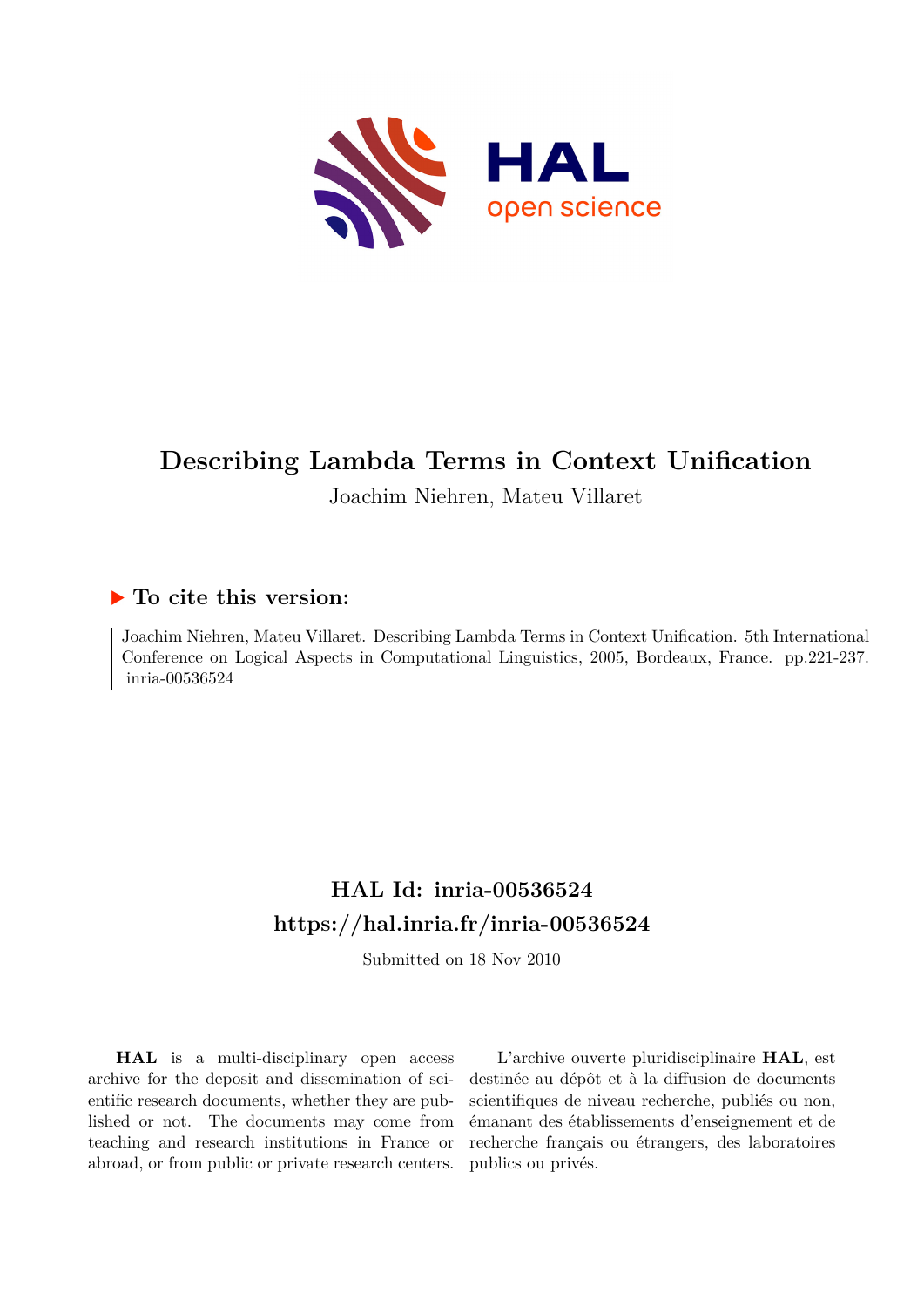# Describing Lambda Terms in Context Unification

Joachim Niehren, Mateu Villaret

## ▶ To cite this version:

Joachim Niehren, Mateu Villaret. Describing Lambda Terms in Context Unification. 5th International Conference on Logical Aspects in Computational Linguistics, 2005, Bordeaux, France. pp.221-237. inria-00536524

## HAL Id: inria-00536524

## https://hal.inria.fr/inria-00536524

Submitted on 18 Nov 2010

**HAL** is a multi-disciplinary open access archive for the deposit and dissemination of scientific research documents, whether they are published or not. The documents may come from teaching and research institutions in France or abroad, or from public or private research centers.

L'archive ouverte pluridisciplinaire **HAL**, est destinée au dépôt et à la diffusion de documents scientifiques de niveau recherche, publiés ou non, émanant des établissements d'enseignement et de recherche français ou étrangers, des laboratoires publics ou privés.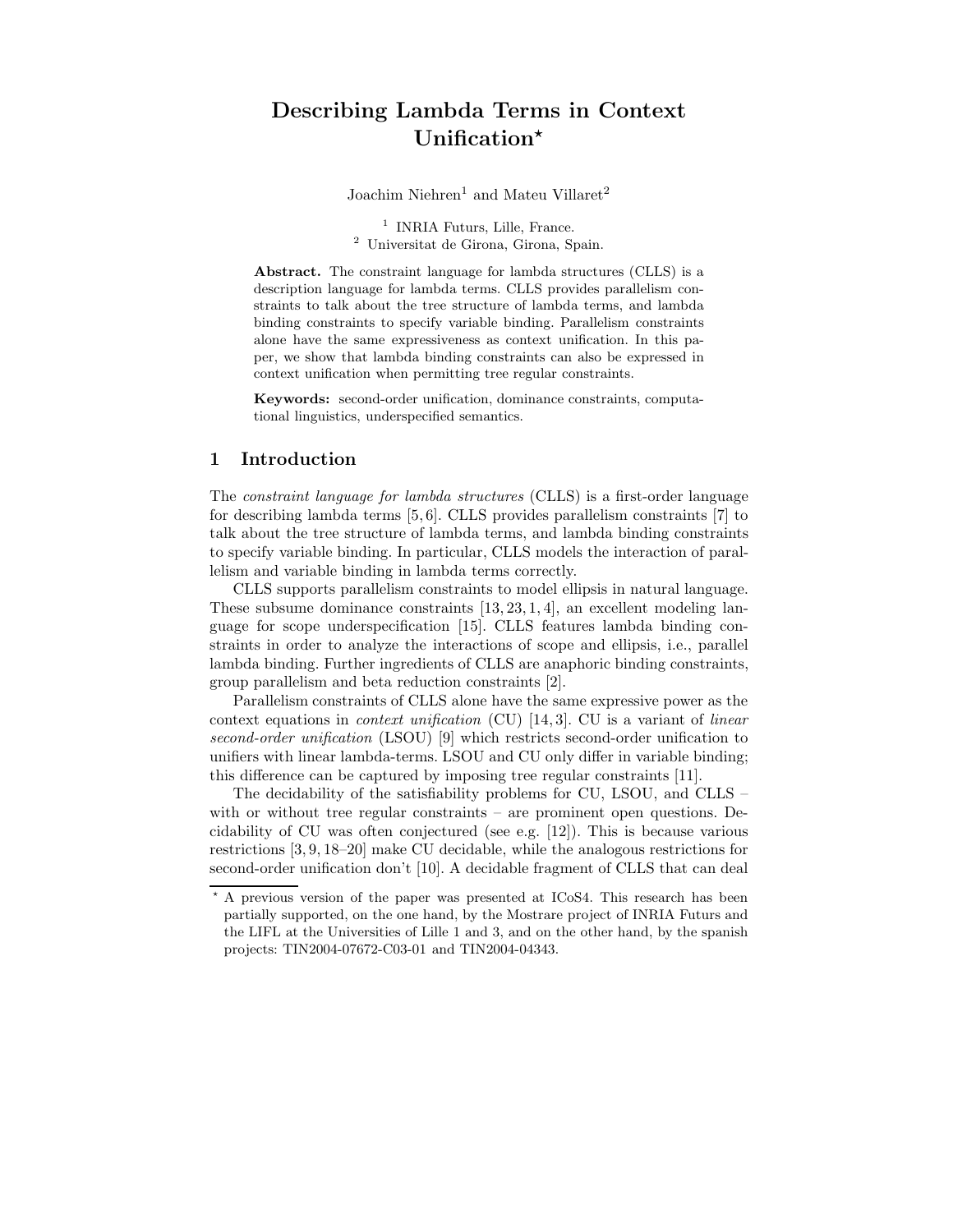# Describing Lambda Terms in Context Unification*

Joachim Niehren[1] and Mateu Villaret[2]

[1] INRIA Futurs, Lille, France.
[2] Universitat de Girona, Girona, Spain.

**Abstract.** The constraint language for lambda structures (CLLS) is a description language for lambda terms. CLLS provides parallelism constraints to talk about the tree structure of lambda terms, and lambda binding constraints to specify variable binding. Parallelism constraints alone have the same expressiveness as context unification. In this paper, we show that lambda binding constraints can also be expressed in context unification when permitting tree regular constraints.

**Keywords:** second-order unification, dominance constraints, computational linguistics, underspecified semantics.

## 1 Introduction

The *constraint language for lambda structures* (CLLS) is a first-order language for describing lambda terms [5, 6]. CLLS provides parallelism constraints [7] to talk about the tree structure of lambda terms, and lambda binding constraints to specify variable binding. In particular, CLLS models the interaction of parallelism and variable binding in lambda terms correctly.

CLLS supports parallelism constraints to model ellipsis in natural language. These subsume dominance constraints [13, 23, 1, 4], an excellent modeling language for scope underspecification [15]. CLLS features lambda binding constraints in order to analyze the interactions of scope and ellipsis, i.e., parallel lambda binding. Further ingredients of CLLS are anaphoric binding constraints, group parallelism and beta reduction constraints [2].

Parallelism constraints of CLLS alone have the same expressive power as the context equations in *context unification* (CU) [14, 3]. CU is a variant of *linear second-order unification* (LSOU) [9] which restricts second-order unification to unifiers with linear lambda-terms. LSOU and CU only differ in variable binding; this difference can be captured by imposing tree regular constraints [11].

The decidability of the satisfiability problems for CU, LSOU, and CLLS – with or without tree regular constraints – are prominent open questions. Decidability of CU was often conjectured (see e.g. [12]). This is because various restrictions [3, 9, 18–20] make CU decidable, while the analogous restrictions for second-order unification don't [10]. A decidable fragment of CLLS that can deal

* A previous version of the paper was presented at ICoS4. This research has been partially supported, on the one hand, by the Mostrare project of INRIA Futurs and the LIFL at the Universities of Lille 1 and 3, and on the other hand, by the spanish projects: TIN2004-07672-C03-01 and TIN2004-04343.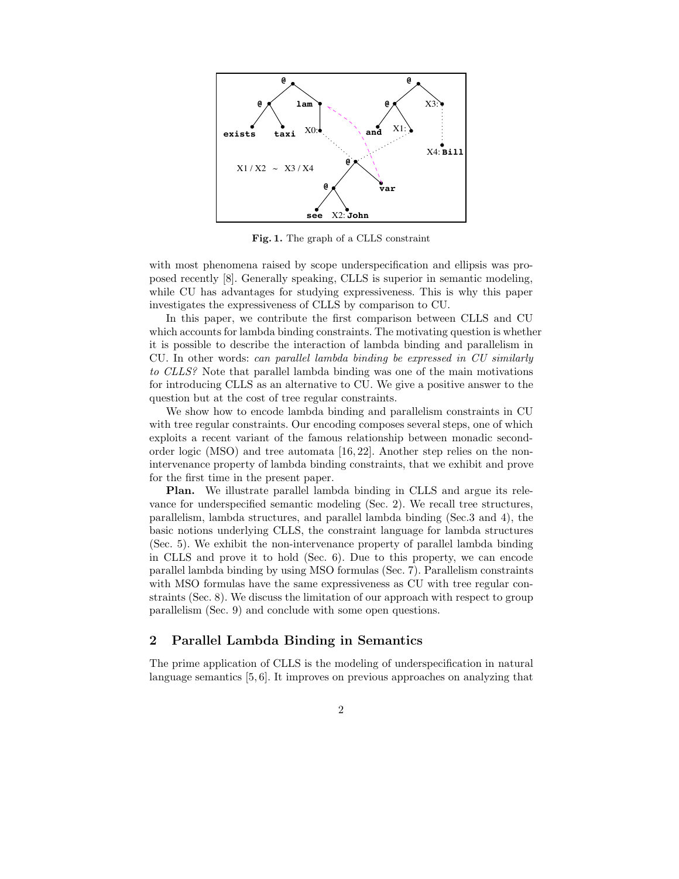Fig. 1. The graph of a CLLS constraint

with most phenomena raised by scope underspecification and ellipsis was proposed recently [8]. Generally speaking, CLLS is superior in semantic modeling, while CU has advantages for studying expressiveness. This is why this paper investigates the expressiveness of CLLS by comparison to CU.

In this paper, we contribute the first comparison between CLLS and CU which accounts for lambda binding constraints. The motivating question is whether it is possible to describe the interaction of lambda binding and parallelism in CU. In other words: *can parallel lambda binding be expressed in CU similarly to CLLS?* Note that parallel lambda binding was one of the main motivations for introducing CLLS as an alternative to CU. We give a positive answer to the question but at the cost of tree regular constraints.

We show how to encode lambda binding and parallelism constraints in CU with tree regular constraints. Our encoding composes several steps, one of which exploits a recent variant of the famous relationship between monadic second-order logic (MSO) and tree automata [16, 22]. Another step relies on the non-intervenance property of lambda binding constraints, that we exhibit and prove for the first time in the present paper.

**Plan.** We illustrate parallel lambda binding in CLLS and argue its relevance for underspecified semantic modeling (Sec. 2). We recall tree structures, parallelism, lambda structures, and parallel lambda binding (Sec.3 and 4), the basic notions underlying CLLS, the constraint language for lambda structures (Sec. 5). We exhibit the non-intervenance property of parallel lambda binding in CLLS and prove it to hold (Sec. 6). Due to this property, we can encode parallel lambda binding by using MSO formulas (Sec. 7). Parallelism constraints with MSO formulas have the same expressiveness as CU with tree regular constraints (Sec. 8). We discuss the limitation of our approach with respect to group parallelism (Sec. 9) and conclude with some open questions.

## 2 Parallel Lambda Binding in Semantics

The prime application of CLLS is the modeling of underspecification in natural language semantics [5, 6]. It improves on previous approaches on analyzing that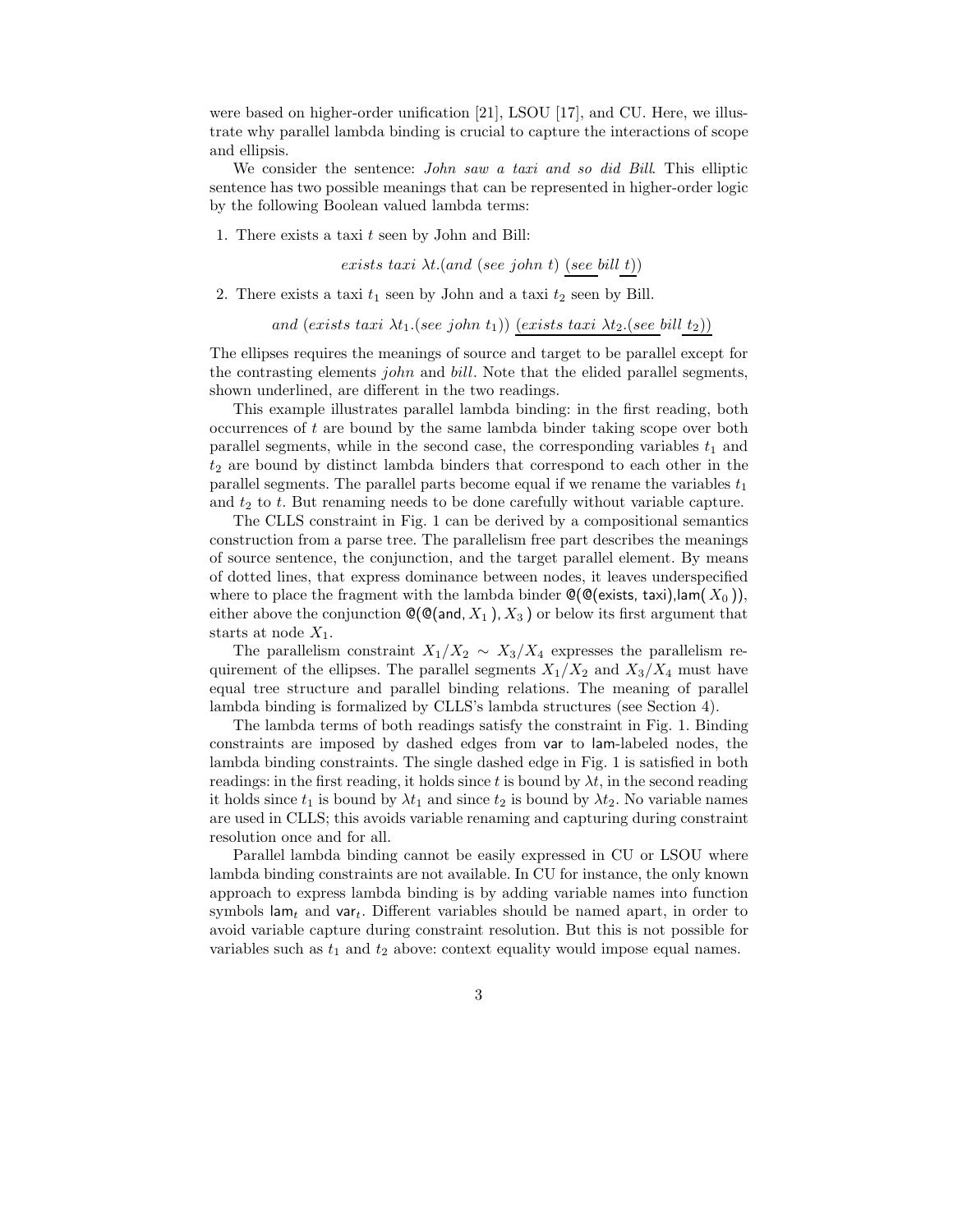were based on higher-order unification [21], LSOU [17], and CU. Here, we illustrate why parallel lambda binding is crucial to capture the interactions of scope and ellipsis.

We consider the sentence: *John saw a taxi and so did Bill*. This elliptic sentence has two possible meanings that can be represented in higher-order logic by the following Boolean valued lambda terms:

1. There exists a taxi $t$ seen by John and Bill:

$$exists\ taxi\ \lambda t.(and\ (see\ john\ t)\ (\underline{see}\ \underline{bill}\ \underline{t}))$$

2. There exists a taxi $t_1$ seen by John and a taxi $t_2$ seen by Bill.

$$and\ (exists\ taxi\ \lambda t_1.(see\ john\ t_1))\ (\underline{exists\ taxi\ \lambda t_2.(see}\ bill\ \underline{t_2))}$$

The ellipses requires the meanings of source and target to be parallel except for the contrasting elements *john* and *bill*. Note that the elided parallel segments, shown underlined, are different in the two readings.

This example illustrates parallel lambda binding: in the first reading, both occurrences of $t$ are bound by the same lambda binder taking scope over both parallel segments, while in the second case, the corresponding variables $t_1$ and $t_2$ are bound by distinct lambda binders that correspond to each other in the parallel segments. The parallel parts become equal if we rename the variables $t_1$ and $t_2$ to $t$. But renaming needs to be done carefully without variable capture.

The CLLS constraint in Fig. 1 can be derived by a compositional semantics construction from a parse tree. The parallelism free part describes the meanings of source sentence, the conjunction, and the target parallel element. By means of dotted lines, that express dominance between nodes, it leaves underspecified where to place the fragment with the lambda binder @(@(exists, taxi),lam( $X_0$ )), either above the conjunction @(@(and, $X_1$ ), $X_3$ ) or below its first argument that starts at node $X_1$.

The parallelism constraint $X_1/X_2 \sim X_3/X_4$ expresses the parallelism requirement of the ellipses. The parallel segments $X_1/X_2$ and $X_3/X_4$ must have equal tree structure and parallel binding relations. The meaning of parallel lambda binding is formalized by CLLS's lambda structures (see Section 4).

The lambda terms of both readings satisfy the constraint in Fig. 1. Binding constraints are imposed by dashed edges from var to lam-labeled nodes, the lambda binding constraints. The single dashed edge in Fig. 1 is satisfied in both readings: in the first reading, it holds since $t$ is bound by $\lambda t$, in the second reading it holds since $t_1$ is bound by $\lambda t_1$ and since $t_2$ is bound by $\lambda t_2$. No variable names are used in CLLS; this avoids variable renaming and capturing during constraint resolution once and for all.

Parallel lambda binding cannot be easily expressed in CU or LSOU where lambda binding constraints are not available. In CU for instance, the only known approach to express lambda binding is by adding variable names into function symbols $\mathsf{lam}_t$ and $\mathsf{var}_t$. Different variables should be named apart, in order to avoid variable capture during constraint resolution. But this is not possible for variables such as $t_1$ and $t_2$ above: context equality would impose equal names.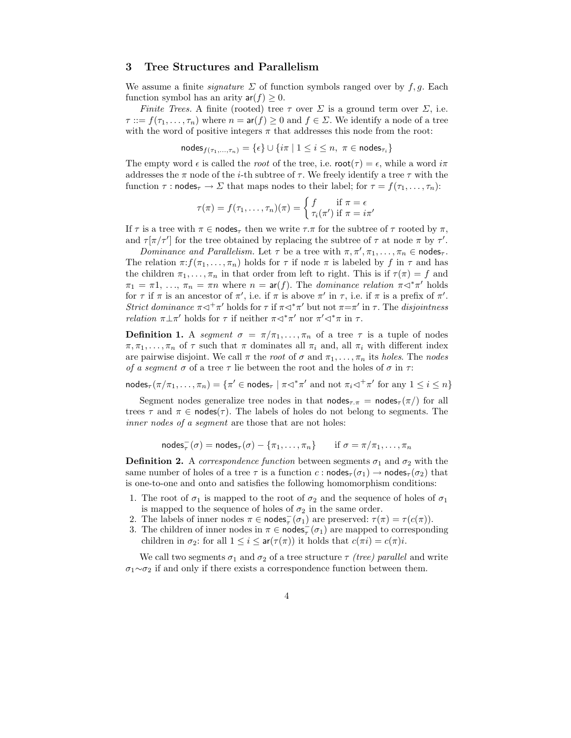## 3 Tree Structures and Parallelism

We assume a finite *signature* $\Sigma$ of function symbols ranged over by $f, g$. Each function symbol has an arity $\mathsf{ar}(f) \geq 0$.

*Finite Trees.* A finite (rooted) tree $\tau$ over $\Sigma$ is a ground term over $\Sigma$, i.e. $\tau ::= f(\tau_1, \ldots, \tau_n)$ where $n = \mathsf{ar}(f) \geq 0$ and $f \in \Sigma$. We identify a node of a tree with the word of positive integers $\pi$ that addresses this node from the root:

$$\mathsf{nodes}_{f(\tau_1,\ldots,\tau_n)} = \{\epsilon\} \cup \{i\pi \mid 1 \leq i \leq n,\ \pi \in \mathsf{nodes}_{\tau_i}\}$$

The empty word $\epsilon$ is called the *root* of the tree, i.e. $\mathsf{root}(\tau) = \epsilon$, while a word $i\pi$ addresses the $\pi$ node of the $i$-th subtree of $\tau$. We freely identify a tree $\tau$ with the function $\tau : \mathsf{nodes}_\tau \to \Sigma$ that maps nodes to their label; for $\tau = f(\tau_1, \ldots, \tau_n)$:

$$\tau(\pi) = f(\tau_1, \ldots, \tau_n)(\pi) = \begin{cases} f & \text{if } \pi = \epsilon \\ \tau_i(\pi') & \text{if } \pi = i\pi' \end{cases}$$

If $\tau$ is a tree with $\pi \in \mathsf{nodes}_\tau$ then we write $\tau.\pi$ for the subtree of $\tau$ rooted by $\pi$, and $\tau[\pi/\tau']$ for the tree obtained by replacing the subtree of $\tau$ at node $\pi$ by $\tau'$.

*Dominance and Parallelism.* Let $\tau$ be a tree with $\pi, \pi', \pi_1, \ldots, \pi_n \in \mathsf{nodes}_\tau$. The relation $\pi{:}f(\pi_1, \ldots, \pi_n)$ holds for $\tau$ if node $\pi$ is labeled by $f$ in $\tau$ and has the children $\pi_1, \ldots, \pi_n$ in that order from left to right. This is if $\tau(\pi) = f$ and $\pi_1 = \pi 1, \ldots, \pi_n = \pi n$ where $n = \mathsf{ar}(f)$. The *dominance relation* $\pi \triangleleft^* \pi'$ holds for $\tau$ if $\pi$ is an ancestor of $\pi'$, i.e. if $\pi$ is above $\pi'$ in $\tau$, i.e. if $\pi$ is a prefix of $\pi'$. *Strict dominance* $\pi \triangleleft^+ \pi'$ holds for $\tau$ if $\pi \triangleleft^* \pi'$ but not $\pi = \pi'$ in $\tau$. The *disjointness relation* $\pi \bot \pi'$ holds for $\tau$ if neither $\pi \triangleleft^* \pi'$ nor $\pi' \triangleleft^* \pi$ in $\tau$.

**Definition 1.** A *segment* $\sigma = \pi/\pi_1, \ldots, \pi_n$ of a tree $\tau$ is a tuple of nodes $\pi, \pi_1, \ldots, \pi_n$ of $\tau$ such that $\pi$ dominates all $\pi_i$ and, all $\pi_i$ with different index are pairwise disjoint. We call $\pi$ the *root* of $\sigma$ and $\pi_1, \ldots, \pi_n$ its *holes*. The *nodes of a segment* $\sigma$ of a tree $\tau$ lie between the root and the holes of $\sigma$ in $\tau$:

$$\mathsf{nodes}_\tau(\pi/\pi_1, \ldots, \pi_n) = \{\pi' \in \mathsf{nodes}_\tau \mid \pi \triangleleft^* \pi' \text{ and not } \pi_i \triangleleft^+ \pi' \text{ for any } 1 \leq i \leq n\}$$

Segment nodes generalize tree nodes in that $\mathsf{nodes}_{\tau.\pi} = \mathsf{nodes}_\tau(\pi/)$ for all trees $\tau$ and $\pi \in \mathsf{nodes}(\tau)$. The labels of holes do not belong to segments. The *inner nodes of a segment* are those that are not holes:

$$\mathsf{nodes}^-_\tau(\sigma) = \mathsf{nodes}_\tau(\sigma) - \{\pi_1, \ldots, \pi_n\} \qquad \text{if } \sigma = \pi/\pi_1, \ldots, \pi_n$$

**Definition 2.** A *correspondence function* between segments $\sigma_1$ and $\sigma_2$ with the same number of holes of a tree $\tau$ is a function $c : \mathsf{nodes}_\tau(\sigma_1) \to \mathsf{nodes}_\tau(\sigma_2)$ that is one-to-one and onto and satisfies the following homomorphism conditions:

1. The root of $\sigma_1$ is mapped to the root of $\sigma_2$ and the sequence of holes of $\sigma_1$ is mapped to the sequence of holes of $\sigma_2$ in the same order.
2. The labels of inner nodes $\pi \in \mathsf{nodes}^-_\tau(\sigma_1)$ are preserved: $\tau(\pi) = \tau(c(\pi))$.
3. The children of inner nodes in $\pi \in \mathsf{nodes}^-_\tau(\sigma_1)$ are mapped to corresponding children in $\sigma_2$: for all $1 \leq i \leq \mathsf{ar}(\tau(\pi))$ it holds that $c(\pi i) = c(\pi)i$.

We call two segments $\sigma_1$ and $\sigma_2$ of a tree structure $\tau$ *(tree) parallel* and write $\sigma_1 {\sim} \sigma_2$ if and only if there exists a correspondence function between them.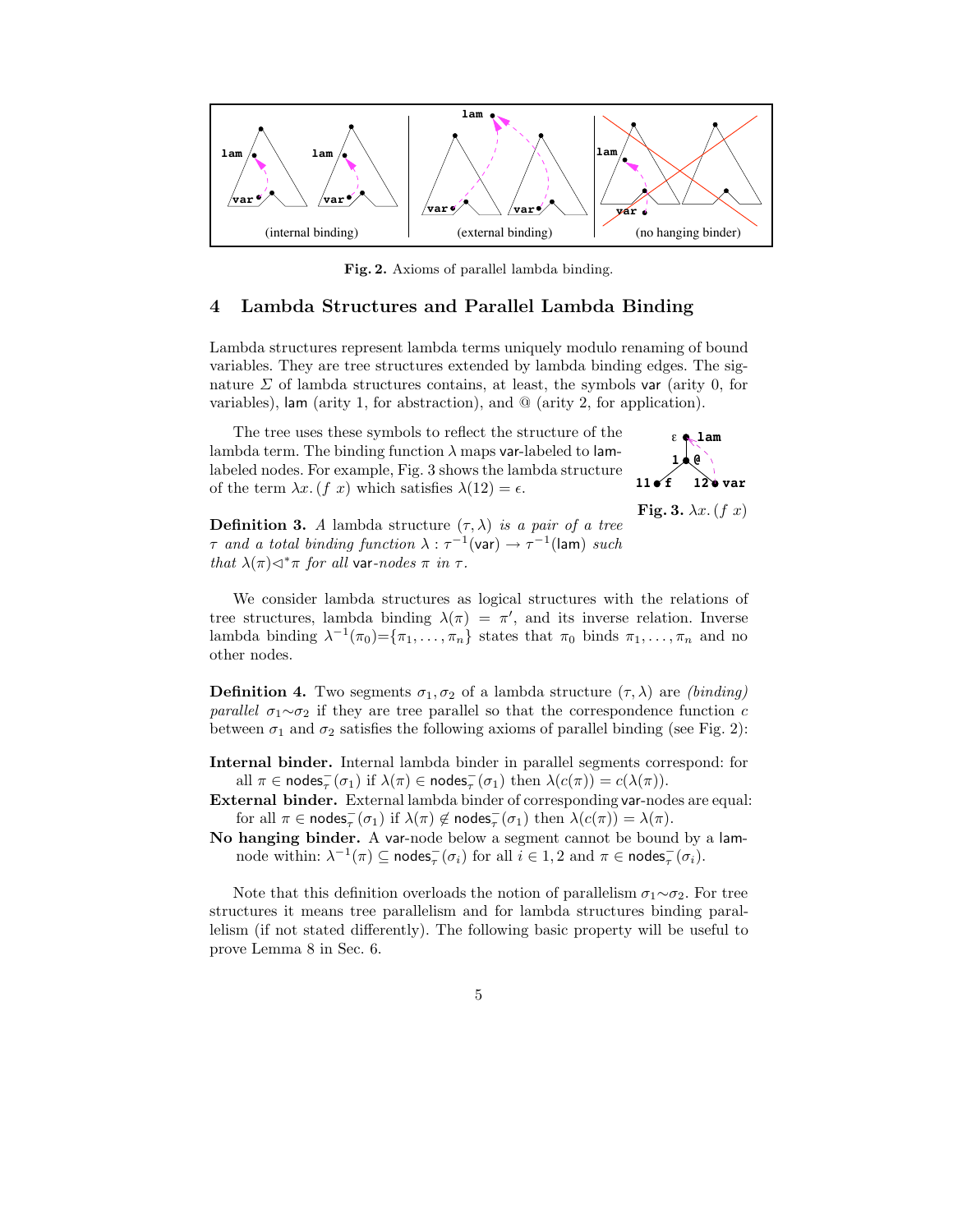**Fig. 2.** Axioms of parallel lambda binding.

## 4 Lambda Structures and Parallel Lambda Binding

Lambda structures represent lambda terms uniquely modulo renaming of bound variables. They are tree structures extended by lambda binding edges. The signature $\Sigma$ of lambda structures contains, at least, the symbols var (arity 0, for variables), lam (arity 1, for abstraction), and @ (arity 2, for application).

The tree uses these symbols to reflect the structure of the lambda term. The binding function $\lambda$ maps var-labeled to lam-labeled nodes. For example, Fig. 3 shows the lambda structure of the term $\lambda x.(f\ x)$ which satisfies $\lambda(12) = \epsilon$.

**Fig. 3.** $\lambda x.(f\ x)$

**Definition 3.** *A lambda structure $(\tau, \lambda)$ is a pair of a tree $\tau$ and a total binding function $\lambda : \tau^{-1}(\mathsf{var}) \to \tau^{-1}(\mathsf{lam})$ such that $\lambda(\pi) \triangleleft^* \pi$ for all var-nodes $\pi$ in $\tau$.*

We consider lambda structures as logical structures with the relations of tree structures, lambda binding $\lambda(\pi) = \pi'$, and its inverse relation. Inverse lambda binding $\lambda^{-1}(\pi_0) = \{\pi_1, \ldots, \pi_n\}$ states that $\pi_0$ binds $\pi_1, \ldots, \pi_n$ and no other nodes.

**Definition 4.** Two segments $\sigma_1, \sigma_2$ of a lambda structure $(\tau, \lambda)$ are *(binding) parallel* $\sigma_1 \sim \sigma_2$ if they are tree parallel so that the correspondence function $c$ between $\sigma_1$ and $\sigma_2$ satisfies the following axioms of parallel binding (see Fig. 2):

**Internal binder.** Internal lambda binder in parallel segments correspond: for all $\pi \in \mathsf{nodes}^-_\tau(\sigma_1)$ if $\lambda(\pi) \in \mathsf{nodes}^-_\tau(\sigma_1)$ then $\lambda(c(\pi)) = c(\lambda(\pi))$.

**External binder.** External lambda binder of corresponding var-nodes are equal: for all $\pi \in \mathsf{nodes}^-_\tau(\sigma_1)$ if $\lambda(\pi) \notin \mathsf{nodes}^-_\tau(\sigma_1)$ then $\lambda(c(\pi)) = \lambda(\pi)$.

**No hanging binder.** A var-node below a segment cannot be bound by a lam-node within: $\lambda^{-1}(\pi) \subseteq \mathsf{nodes}^-_\tau(\sigma_i)$ for all $i \in 1, 2$ and $\pi \in \mathsf{nodes}^-_\tau(\sigma_i)$.

Note that this definition overloads the notion of parallelism $\sigma_1 \sim \sigma_2$. For tree structures it means tree parallelism and for lambda structures binding parallelism (if not stated differently). The following basic property will be useful to prove Lemma 8 in Sec. 6.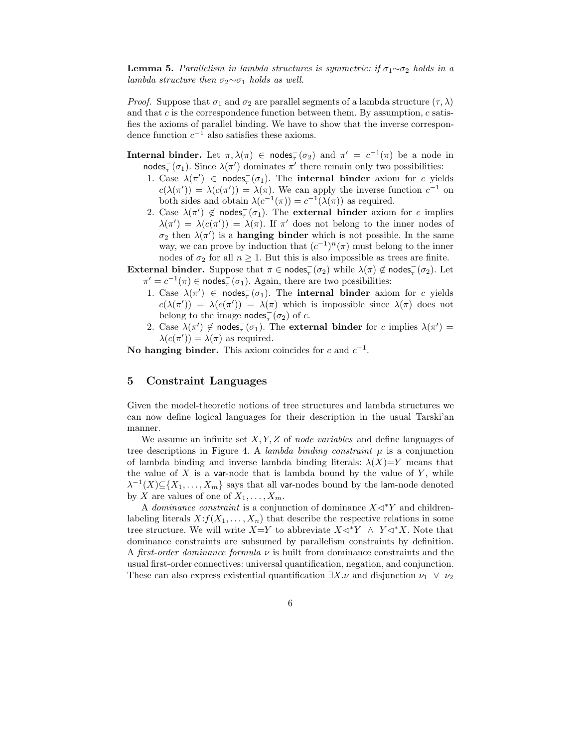**Lemma 5.** *Parallelism in lambda structures is symmetric: if $\sigma_1 \sim \sigma_2$ holds in a lambda structure then $\sigma_2 \sim \sigma_1$ holds as well.*

*Proof.* Suppose that $\sigma_1$ and $\sigma_2$ are parallel segments of a lambda structure $(\tau, \lambda)$ and that $c$ is the correspondence function between them. By assumption, $c$ satisfies the axioms of parallel binding. We have to show that the inverse correspondence function $c^{-1}$ also satisfies these axioms.

**Internal binder.** Let $\pi, \lambda(\pi) \in \mathsf{nodes}^-_\tau(\sigma_2)$ and $\pi' = c^{-1}(\pi)$ be a node in $\mathsf{nodes}^-_\tau(\sigma_1)$. Since $\lambda(\pi')$ dominates $\pi'$ there remain only two possibilities:

1. Case $\lambda(\pi') \in \mathsf{nodes}^-_\tau(\sigma_1)$. The **internal binder** axiom for $c$ yields $c(\lambda(\pi')) = \lambda(c(\pi')) = \lambda(\pi)$. We can apply the inverse function $c^{-1}$ on both sides and obtain $\lambda(c^{-1}(\pi)) = c^{-1}(\lambda(\pi))$ as required.
2. Case $\lambda(\pi') \notin \mathsf{nodes}^-_\tau(\sigma_1)$. The **external binder** axiom for $c$ implies $\lambda(\pi') = \lambda(c(\pi')) = \lambda(\pi)$. If $\pi'$ does not belong to the inner nodes of $\sigma_2$ then $\lambda(\pi')$ is a **hanging binder** which is not possible. In the same way, we can prove by induction that $(c^{-1})^n(\pi)$ must belong to the inner nodes of $\sigma_2$ for all $n \geq 1$. But this is also impossible as trees are finite.

**External binder.** Suppose that $\pi \in \mathsf{nodes}^-_\tau(\sigma_2)$ while $\lambda(\pi) \notin \mathsf{nodes}^-_\tau(\sigma_2)$. Let $\pi' = c^{-1}(\pi) \in \mathsf{nodes}^-_\tau(\sigma_1)$. Again, there are two possibilities:

1. Case $\lambda(\pi') \in \mathsf{nodes}^-_\tau(\sigma_1)$. The **internal binder** axiom for $c$ yields $c(\lambda(\pi')) = \lambda(c(\pi')) = \lambda(\pi)$ which is impossible since $\lambda(\pi)$ does not belong to the image $\mathsf{nodes}^-_\tau(\sigma_2)$ of $c$.
2. Case $\lambda(\pi') \notin \mathsf{nodes}^-_\tau(\sigma_1)$. The **external binder** for $c$ implies $\lambda(\pi') = \lambda(c(\pi')) = \lambda(\pi)$ as required.

**No hanging binder.** This axiom coincides for $c$ and $c^{-1}$.

## 5 Constraint Languages

Given the model-theoretic notions of tree structures and lambda structures we can now define logical languages for their description in the usual Tarski'an manner.

We assume an infinite set $X, Y, Z$ of *node variables* and define languages of tree descriptions in Figure 4. A *lambda binding constraint* $\mu$ is a conjunction of lambda binding and inverse lambda binding literals: $\lambda(X){=}Y$ means that the value of $X$ is a var-node that is lambda bound by the value of $Y$, while $\lambda^{-1}(X) \subseteq \{X_1, \ldots, X_m\}$ says that all var-nodes bound by the lam-node denoted by $X$ are values of one of $X_1, \ldots, X_m$.

A *dominance constraint* is a conjunction of dominance $X \triangleleft^* Y$ and children-labeling literals $X{:}f(X_1, \ldots, X_n)$ that describe the respective relations in some tree structure. We will write $X{=}Y$ to abbreviate $X \triangleleft^* Y \ \wedge \ Y \triangleleft^* X$. Note that dominance constraints are subsumed by parallelism constraints by definition. A *first-order dominance formula* $\nu$ is built from dominance constraints and the usual first-order connectives: universal quantification, negation, and conjunction. These can also express existential quantification $\exists X.\nu$ and disjunction $\nu_1 \ \vee \ \nu_2$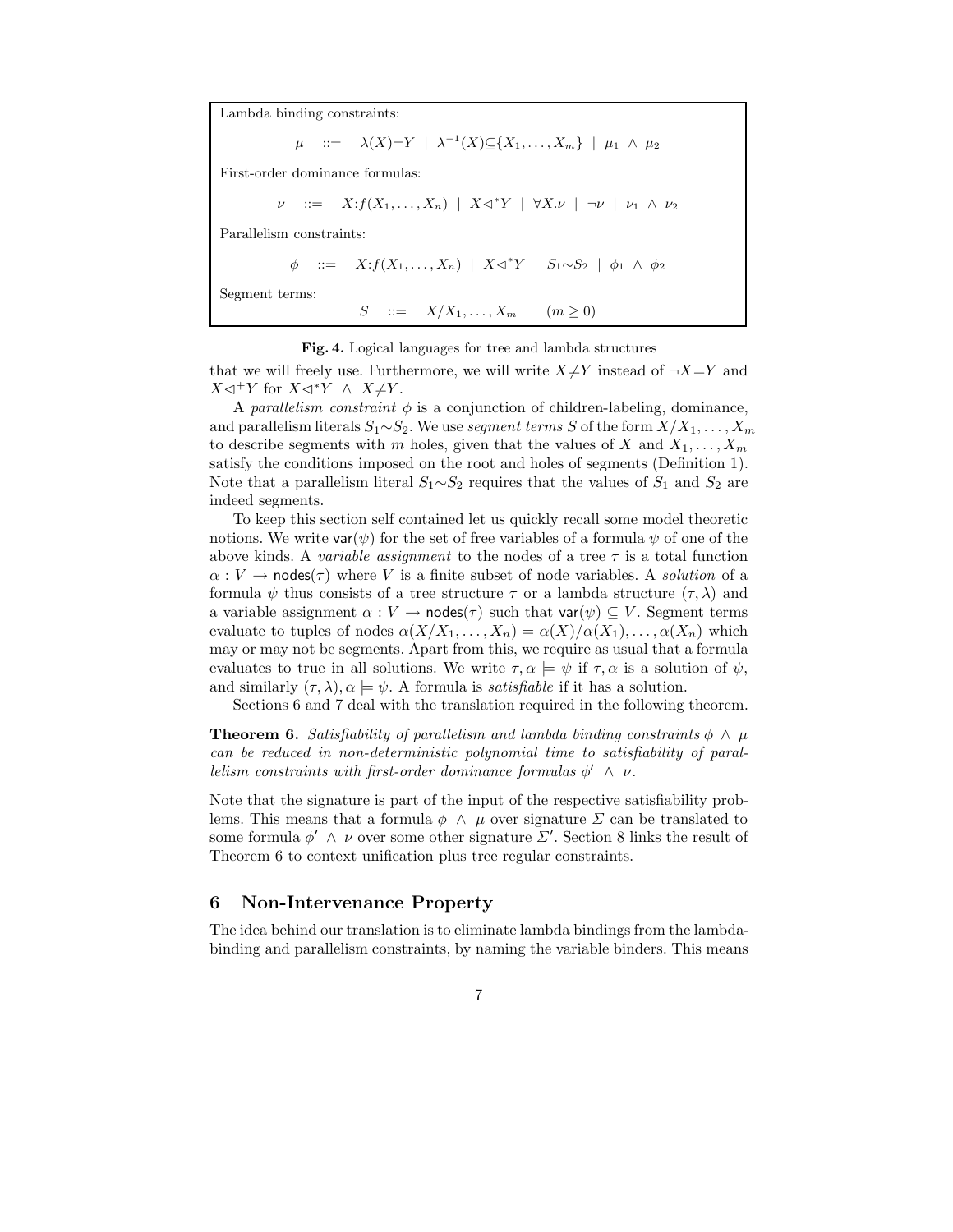Lambda binding constraints:

$$\mu \quad ::= \quad \lambda(X){=}Y \;\mid\; \lambda^{-1}(X){\subseteq}\{X_1,\ldots,X_m\} \;\mid\; \mu_1 \;\wedge\; \mu_2$$

First-order dominance formulas:

$$\nu \quad ::= \quad X{:}f(X_1,\ldots,X_n) \;\mid\; X{\lhd^*}Y \;\mid\; \forall X.\nu \;\mid\; \neg\nu \;\mid\; \nu_1 \;\wedge\; \nu_2$$

Parallelism constraints:

$$\phi \quad ::= \quad X{:}f(X_1,\ldots,X_n) \;\mid\; X{\lhd^*}Y \;\mid\; S_1{\sim}S_2 \;\mid\; \phi_1 \;\wedge\; \phi_2$$

Segment terms:

$$S \quad ::= \quad X/X_1,\ldots,X_m \qquad (m \geq 0)$$

**Fig. 4.** Logical languages for tree and lambda structures

that we will freely use. Furthermore, we will write $X{\neq}Y$ instead of $\neg X{=}Y$ and $X{\lhd^+}Y$ for $X{\lhd^*}Y \;\wedge\; X{\neq}Y$.

A *parallelism constraint* $\phi$ is a conjunction of children-labeling, dominance, and parallelism literals $S_1{\sim}S_2$. We use *segment terms* $S$ of the form $X/X_1,\ldots,X_m$ to describe segments with $m$ holes, given that the values of $X$ and $X_1,\ldots,X_m$ satisfy the conditions imposed on the root and holes of segments (Definition 1). Note that a parallelism literal $S_1{\sim}S_2$ requires that the values of $S_1$ and $S_2$ are indeed segments.

To keep this section self contained let us quickly recall some model theoretic notions. We write $\mathsf{var}(\psi)$ for the set of free variables of a formula $\psi$ of one of the above kinds. A *variable assignment* to the nodes of a tree $\tau$ is a total function $\alpha : V \rightarrow \mathsf{nodes}(\tau)$ where $V$ is a finite subset of node variables. A *solution* of a formula $\psi$ thus consists of a tree structure $\tau$ or a lambda structure $(\tau,\lambda)$ and a variable assignment $\alpha : V \rightarrow \mathsf{nodes}(\tau)$ such that $\mathsf{var}(\psi) \subseteq V$. Segment terms evaluate to tuples of nodes $\alpha(X/X_1,\ldots,X_n) = \alpha(X)/\alpha(X_1),\ldots,\alpha(X_n)$ which may or may not be segments. Apart from this, we require as usual that a formula evaluates to true in all solutions. We write $\tau,\alpha \models \psi$ if $\tau,\alpha$ is a solution of $\psi$, and similarly $(\tau,\lambda),\alpha \models \psi$. A formula is *satisfiable* if it has a solution.

Sections 6 and 7 deal with the translation required in the following theorem.

**Theorem 6.** *Satisfiability of parallelism and lambda binding constraints $\phi \;\wedge\; \mu$ can be reduced in non-deterministic polynomial time to satisfiability of parallelism constraints with first-order dominance formulas $\phi' \;\wedge\; \nu$.*

Note that the signature is part of the input of the respective satisfiability problems. This means that a formula $\phi \;\wedge\; \mu$ over signature $\Sigma$ can be translated to some formula $\phi' \;\wedge\; \nu$ over some other signature $\Sigma'$. Section 8 links the result of Theorem 6 to context unification plus tree regular constraints.

## 6 Non-Intervenance Property

The idea behind our translation is to eliminate lambda bindings from the lambda-binding and parallelism constraints, by naming the variable binders. This means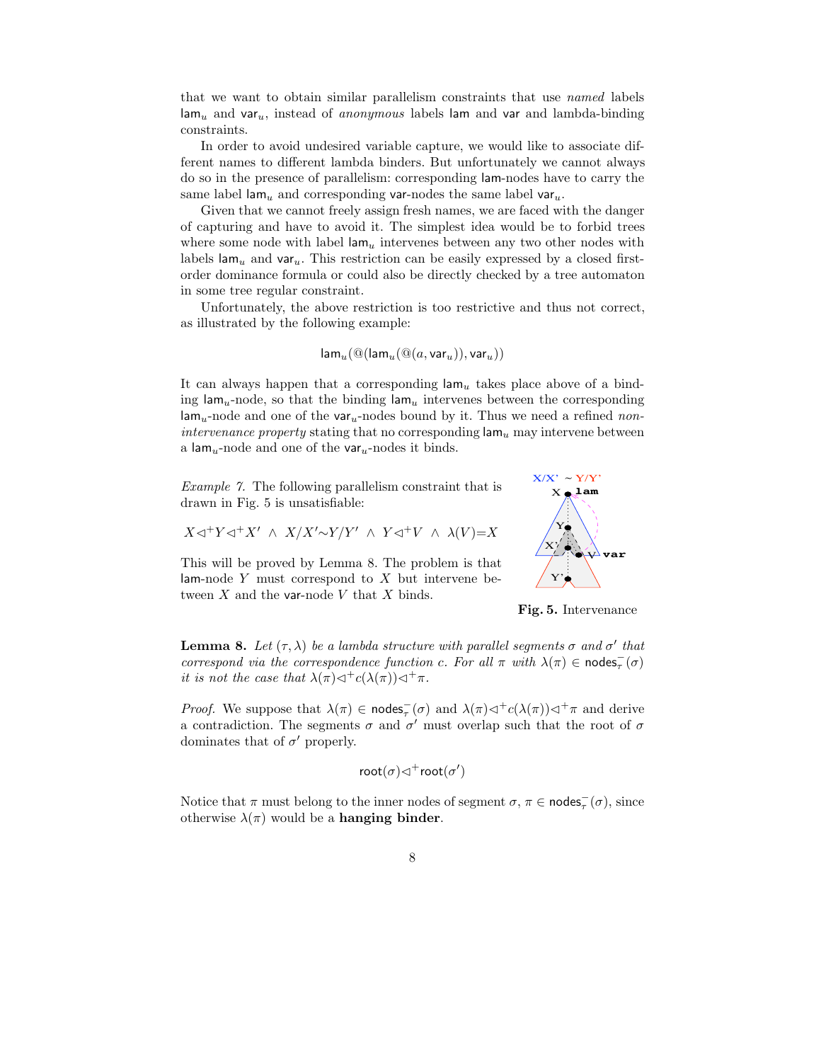that we want to obtain similar parallelism constraints that use *named* labels $\mathsf{lam}_u$ and $\mathsf{var}_u$, instead of *anonymous* labels $\mathsf{lam}$ and $\mathsf{var}$ and lambda-binding constraints.

In order to avoid undesired variable capture, we would like to associate different names to different lambda binders. But unfortunately we cannot always do so in the presence of parallelism: corresponding $\mathsf{lam}$-nodes have to carry the same label $\mathsf{lam}_u$ and corresponding $\mathsf{var}$-nodes the same label $\mathsf{var}_u$.

Given that we cannot freely assign fresh names, we are faced with the danger of capturing and have to avoid it. The simplest idea would be to forbid trees where some node with label $\mathsf{lam}_u$ intervenes between any two other nodes with labels $\mathsf{lam}_u$ and $\mathsf{var}_u$. This restriction can be easily expressed by a closed first-order dominance formula or could also be directly checked by a tree automaton in some tree regular constraint.

Unfortunately, the above restriction is too restrictive and thus not correct, as illustrated by the following example:

$$\mathsf{lam}_u(@(\mathsf{lam}_u(@(a, \mathsf{var}_u)), \mathsf{var}_u))$$

It can always happen that a corresponding $\mathsf{lam}_u$ takes place above of a binding $\mathsf{lam}_u$-node, so that the binding $\mathsf{lam}_u$ intervenes between the corresponding $\mathsf{lam}_u$-node and one of the $\mathsf{var}_u$-nodes bound by it. Thus we need a refined *non-intervenance property* stating that no corresponding $\mathsf{lam}_u$ may intervene between a $\mathsf{lam}_u$-node and one of the $\mathsf{var}_u$-nodes it binds.

*Example 7.* The following parallelism constraint that is drawn in Fig. 5 is unsatisfiable:

$$X \lhd^+ Y \lhd^+ X' \;\wedge\; X/X' \sim Y/Y' \;\wedge\; Y \lhd^+ V \;\wedge\; \lambda(V)=X$$

This will be proved by Lemma 8. The problem is that $\mathsf{lam}$-node $Y$ must correspond to $X$ but intervene between $X$ and the $\mathsf{var}$-node $V$ that $X$ binds.

**Fig. 5.** Intervenance

**Lemma 8.** *Let $(\tau, \lambda)$ be a lambda structure with parallel segments $\sigma$ and $\sigma'$ that correspond via the correspondence function $c$. For all $\pi$ with $\lambda(\pi) \in \mathsf{nodes}^-_\tau(\sigma)$ it is not the case that $\lambda(\pi) \lhd^+ c(\lambda(\pi)) \lhd^+ \pi$.*

*Proof.* We suppose that $\lambda(\pi) \in \mathsf{nodes}^-_\tau(\sigma)$ and $\lambda(\pi) \lhd^+ c(\lambda(\pi)) \lhd^+ \pi$ and derive a contradiction. The segments $\sigma$ and $\sigma'$ must overlap such that the root of $\sigma$ dominates that of $\sigma'$ properly.

$$\mathsf{root}(\sigma) \lhd^+ \mathsf{root}(\sigma')$$

Notice that $\pi$ must belong to the inner nodes of segment $\sigma$, $\pi \in \mathsf{nodes}^-_\tau(\sigma)$, since otherwise $\lambda(\pi)$ would be a **hanging binder**.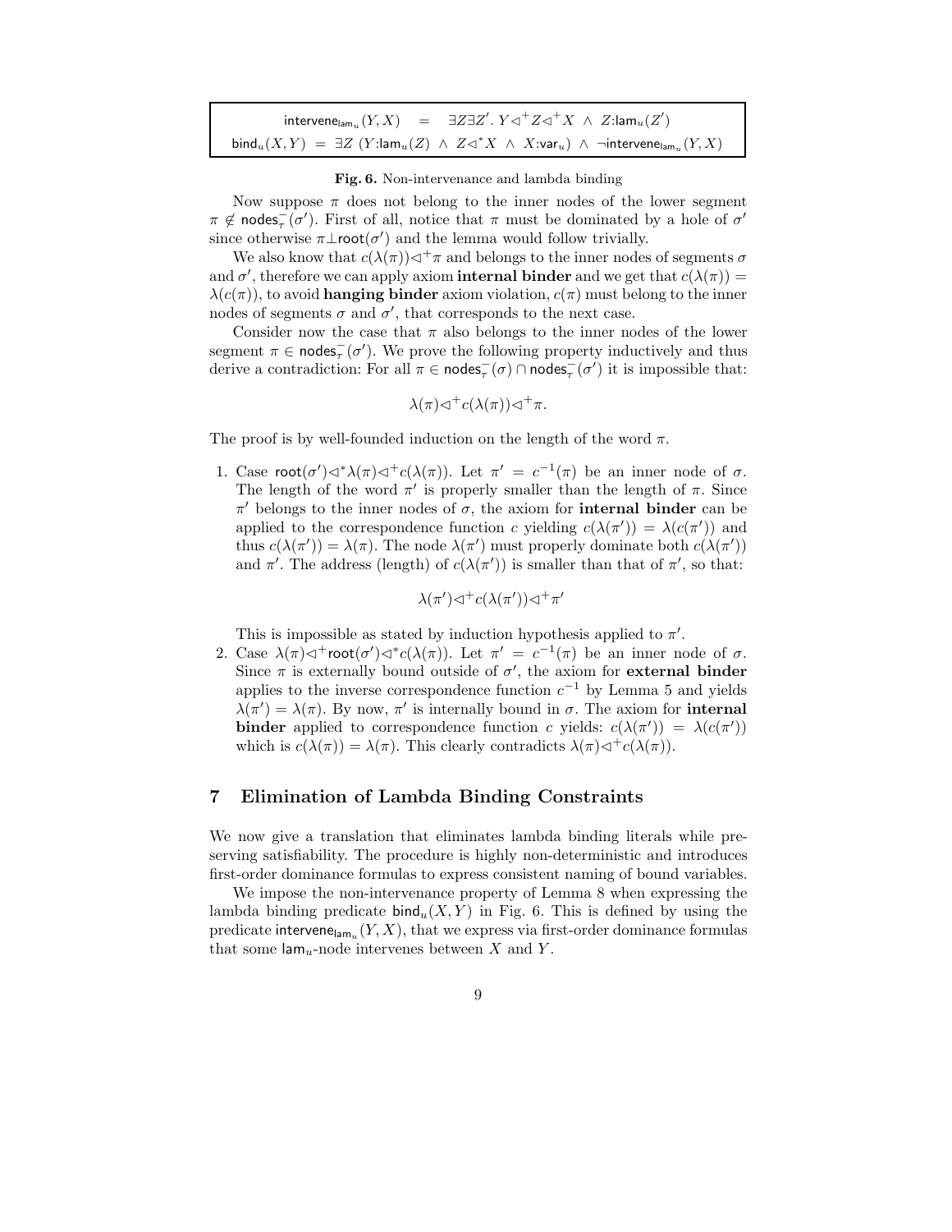$$\mathsf{intervene}_{\mathsf{lam}_u}(Y,X) \quad = \quad \exists Z \exists Z'.\ Y \triangleleft^+ Z \triangleleft^+ X \ \wedge\ Z{:}\mathsf{lam}_u(Z')$$

$$\mathsf{bind}_u(X,Y) \ = \ \exists Z\ (Y{:}\mathsf{lam}_u(Z) \ \wedge\ Z \triangleleft^* X \ \wedge\ X{:}\mathsf{var}_u) \ \wedge\ \neg \mathsf{intervene}_{\mathsf{lam}_u}(Y,X)$$

**Fig. 6.** Non-intervenance and lambda binding

Now suppose $\pi$ does not belong to the inner nodes of the lower segment $\pi \notin \mathsf{nodes}^-_\tau(\sigma')$. First of all, notice that $\pi$ must be dominated by a hole of $\sigma'$ since otherwise $\pi \perp \mathsf{root}(\sigma')$ and the lemma would follow trivially.

We also know that $c(\lambda(\pi)) \triangleleft^+ \pi$ and belongs to the inner nodes of segments $\sigma$ and $\sigma'$, therefore we can apply axiom **internal binder** and we get that $c(\lambda(\pi)) = \lambda(c(\pi))$, to avoid **hanging binder** axiom violation, $c(\pi)$ must belong to the inner nodes of segments $\sigma$ and $\sigma'$, that corresponds to the next case.

Consider now the case that $\pi$ also belongs to the inner nodes of the lower segment $\pi \in \mathsf{nodes}^-_\tau(\sigma')$. We prove the following property inductively and thus derive a contradiction: For all $\pi \in \mathsf{nodes}^-_\tau(\sigma) \cap \mathsf{nodes}^-_\tau(\sigma')$ it is impossible that:

$$\lambda(\pi) \triangleleft^+ c(\lambda(\pi)) \triangleleft^+ \pi.$$

The proof is by well-founded induction on the length of the word $\pi$.

1. Case $\mathsf{root}(\sigma') \triangleleft^* \lambda(\pi) \triangleleft^+ c(\lambda(\pi))$. Let $\pi' = c^{-1}(\pi)$ be an inner node of $\sigma$. The length of the word $\pi'$ is properly smaller than the length of $\pi$. Since $\pi'$ belongs to the inner nodes of $\sigma$, the axiom for **internal binder** can be applied to the correspondence function $c$ yielding $c(\lambda(\pi')) = \lambda(c(\pi'))$ and thus $c(\lambda(\pi')) = \lambda(\pi)$. The node $\lambda(\pi')$ must properly dominate both $c(\lambda(\pi'))$ and $\pi'$. The address (length) of $c(\lambda(\pi'))$ is smaller than that of $\pi'$, so that:

   $$\lambda(\pi') \triangleleft^+ c(\lambda(\pi')) \triangleleft^+ \pi'$$

   This is impossible as stated by induction hypothesis applied to $\pi'$.
2. Case $\lambda(\pi) \triangleleft^+ \mathsf{root}(\sigma') \triangleleft^* c(\lambda(\pi))$. Let $\pi' = c^{-1}(\pi)$ be an inner node of $\sigma$. Since $\pi$ is externally bound outside of $\sigma'$, the axiom for **external binder** applies to the inverse correspondence function $c^{-1}$ by Lemma 5 and yields $\lambda(\pi') = \lambda(\pi)$. By now, $\pi'$ is internally bound in $\sigma$. The axiom for **internal binder** applied to correspondence function $c$ yields: $c(\lambda(\pi')) = \lambda(c(\pi'))$ which is $c(\lambda(\pi)) = \lambda(\pi)$. This clearly contradicts $\lambda(\pi) \triangleleft^+ c(\lambda(\pi))$.

## 7 Elimination of Lambda Binding Constraints

We now give a translation that eliminates lambda binding literals while preserving satisfiability. The procedure is highly non-deterministic and introduces first-order dominance formulas to express consistent naming of bound variables.

We impose the non-intervenance property of Lemma 8 when expressing the lambda binding predicate $\mathsf{bind}_u(X,Y)$ in Fig. 6. This is defined by using the predicate $\mathsf{intervene}_{\mathsf{lam}_u}(Y,X)$, that we express via first-order dominance formulas that some $\mathsf{lam}_u$-node intervenes between $X$ and $Y$.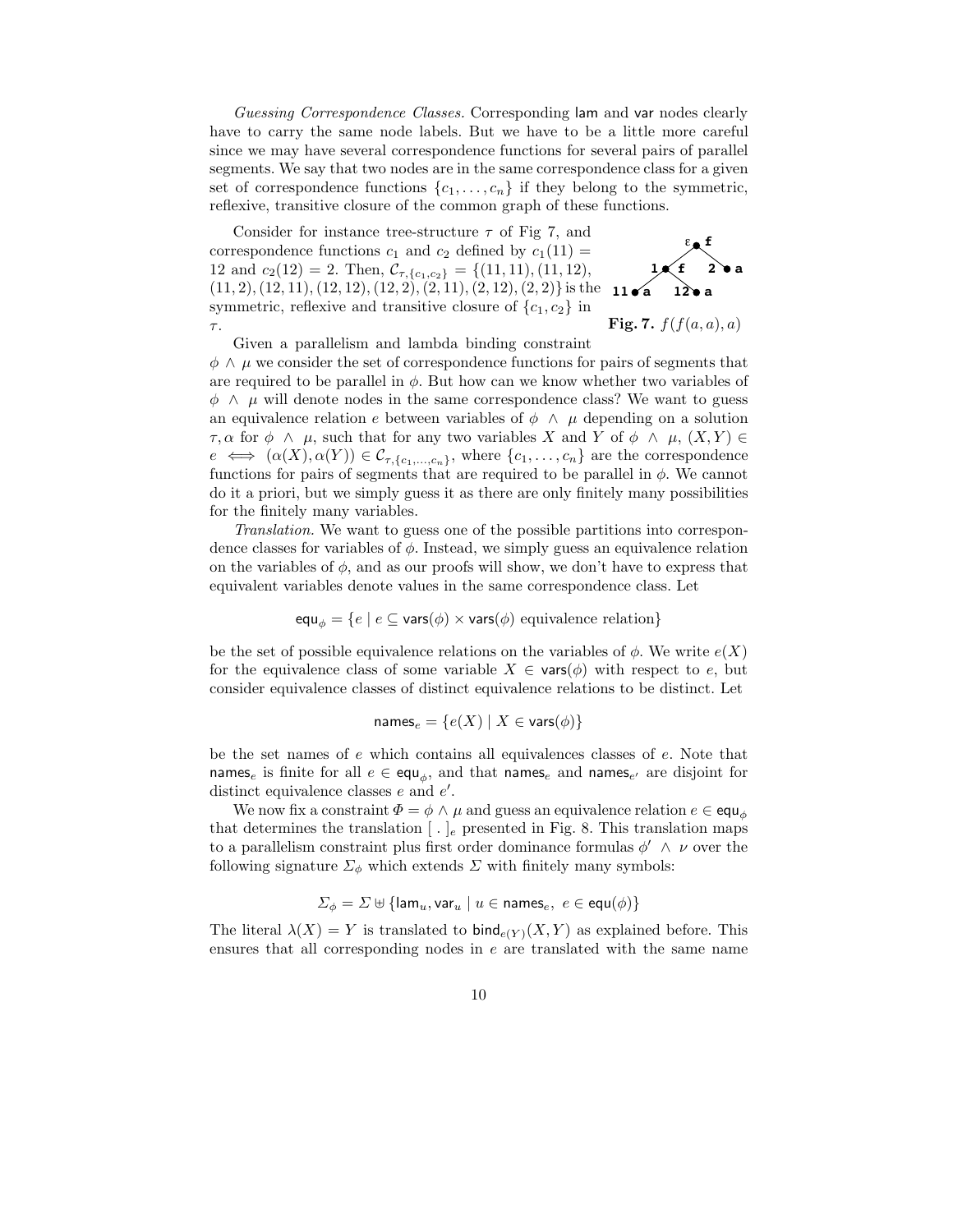*Guessing Correspondence Classes.* Corresponding lam and var nodes clearly have to carry the same node labels. But we have to be a little more careful since we may have several correspondence functions for several pairs of parallel segments. We say that two nodes are in the same correspondence class for a given set of correspondence functions $\{c_1, \ldots, c_n\}$ if they belong to the symmetric, reflexive, transitive closure of the common graph of these functions.

Consider for instance tree-structure $\tau$ of Fig 7, and correspondence functions $c_1$ and $c_2$ defined by $c_1(11) = 12$ and $c_2(12) = 2$. Then, $\mathcal{C}_{\tau,\{c_1,c_2\}} = \{(11, 11), (11, 12), (11, 2), (12, 11), (12, 12), (12, 2), (2, 11), (2, 12), (2, 2)\}$ is the symmetric, reflexive and transitive closure of $\{c_1, c_2\}$ in $\tau$.

**Fig. 7.** $f(f(a, a), a)$

Given a parallelism and lambda binding constraint $\phi \wedge \mu$ we consider the set of correspondence functions for pairs of segments that are required to be parallel in $\phi$. But how can we know whether two variables of $\phi \wedge \mu$ will denote nodes in the same correspondence class? We want to guess an equivalence relation $e$ between variables of $\phi \wedge \mu$ depending on a solution $\tau, \alpha$ for $\phi \wedge \mu$, such that for any two variables $X$ and $Y$ of $\phi \wedge \mu$, $(X, Y) \in e \iff (\alpha(X), \alpha(Y)) \in \mathcal{C}_{\tau,\{c_1,\ldots,c_n\}}$, where $\{c_1, \ldots, c_n\}$ are the correspondence functions for pairs of segments that are required to be parallel in $\phi$. We cannot do it a priori, but we simply guess it as there are only finitely many possibilities for the finitely many variables.

*Translation.* We want to guess one of the possible partitions into correspondence classes for variables of $\phi$. Instead, we simply guess an equivalence relation on the variables of $\phi$, and as our proofs will show, we don't have to express that equivalent variables denote values in the same correspondence class. Let

$$\mathsf{equ}_\phi = \{e \mid e \subseteq \mathsf{vars}(\phi) \times \mathsf{vars}(\phi) \text{ equivalence relation}\}$$

be the set of possible equivalence relations on the variables of $\phi$. We write $e(X)$ for the equivalence class of some variable $X \in \mathsf{vars}(\phi)$ with respect to $e$, but consider equivalence classes of distinct equivalence relations to be distinct. Let

$$\mathsf{names}_e = \{e(X) \mid X \in \mathsf{vars}(\phi)\}$$

be the set names of $e$ which contains all equivalences classes of $e$. Note that $\mathsf{names}_e$ is finite for all $e \in \mathsf{equ}_\phi$, and that $\mathsf{names}_e$ and $\mathsf{names}_{e'}$ are disjoint for distinct equivalence classes $e$ and $e'$.

We now fix a constraint $\Phi = \phi \wedge \mu$ and guess an equivalence relation $e \in \mathsf{equ}_\phi$ that determines the translation $[\ .\ ]_e$ presented in Fig. 8. This translation maps to a parallelism constraint plus first order dominance formulas $\phi' \wedge \nu$ over the following signature $\Sigma_\phi$ which extends $\Sigma$ with finitely many symbols:

$$\Sigma_\phi = \Sigma \uplus \{\mathsf{lam}_u, \mathsf{var}_u \mid u \in \mathsf{names}_e,\ e \in \mathsf{equ}(\phi)\}$$

The literal $\lambda(X) = Y$ is translated to $\mathsf{bind}_{e(Y)}(X, Y)$ as explained before. This ensures that all corresponding nodes in $e$ are translated with the same name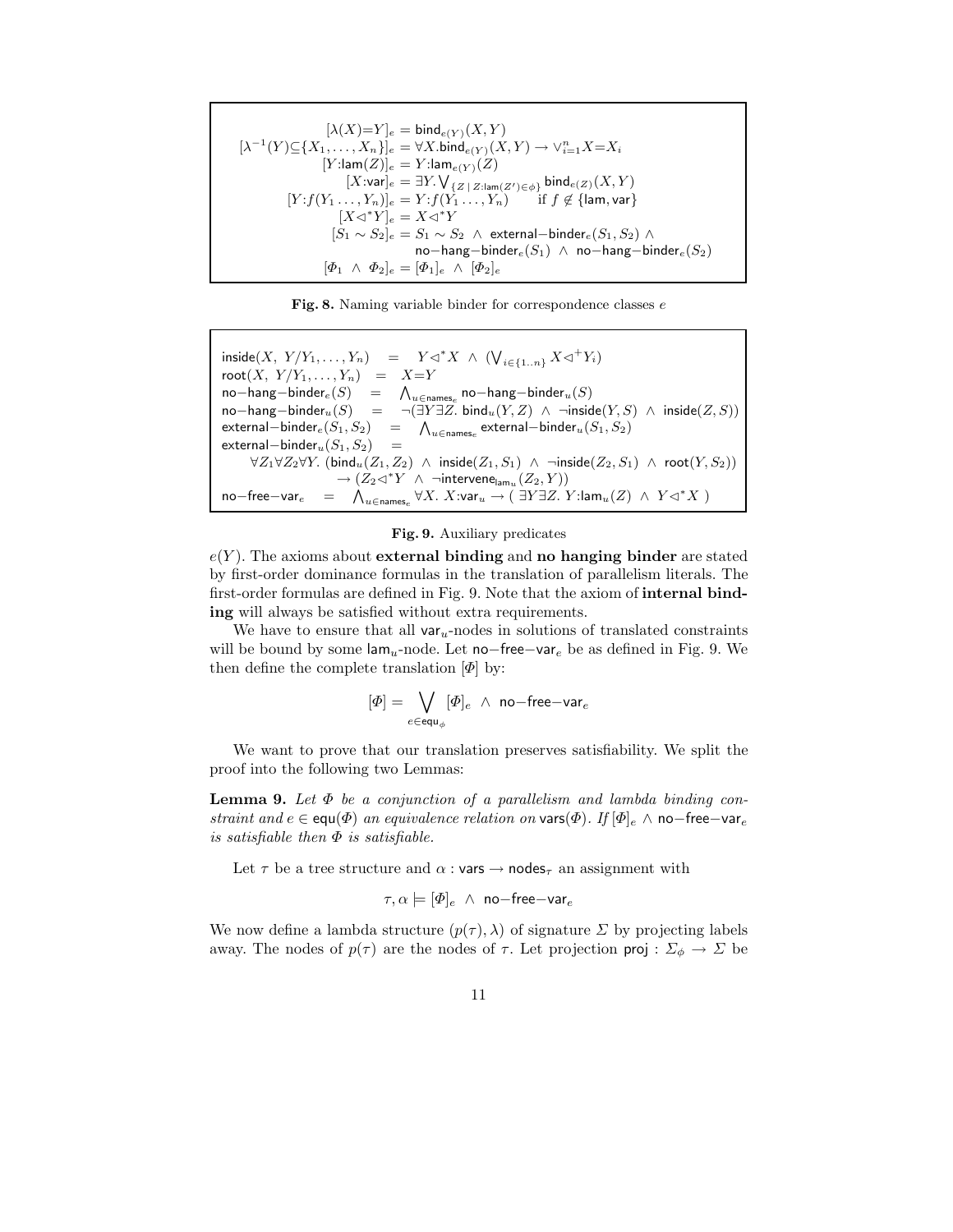$$
\begin{aligned}
[\lambda(X){=}Y]_e &= \mathsf{bind}_{e(Y)}(X,Y)\\
[\lambda^{-1}(Y){\subseteq}\{X_1,\ldots,X_n\}]_e &= \forall X.\mathsf{bind}_{e(Y)}(X,Y) \rightarrow \vee_{i=1}^n X{=}X_i\\
[Y{:}\mathsf{lam}(Z)]_e &= Y{:}\mathsf{lam}_{e(Y)}(Z)\\
[X{:}\mathsf{var}]_e &= \exists Y. \textstyle\bigvee_{\{Z \mid Z:\mathsf{lam}(Z')\in\phi\}} \mathsf{bind}_{e(Z)}(X,Y)\\
[Y{:}f(Y_1\ldots,Y_n)]_e &= Y{:}f(Y_1\ldots,Y_n) \qquad \text{if } f \notin \{\mathsf{lam},\mathsf{var}\}\\
[X{\triangleleft^*}Y]_e &= X{\triangleleft^*}Y\\
[S_1 \sim S_2]_e &= S_1 \sim S_2 \ \wedge\ \mathsf{external{-}binder}_e(S_1,S_2) \ \wedge\\
&\qquad \mathsf{no{-}hang{-}binder}_e(S_1) \ \wedge\ \mathsf{no{-}hang{-}binder}_e(S_2)\\
[\Phi_1 \ \wedge\ \Phi_2]_e &= [\Phi_1]_e \ \wedge\ [\Phi_2]_e
\end{aligned}
$$

**Fig. 8.** Naming variable binder for correspondence classes $e$

$$
\begin{aligned}
&\mathsf{inside}(X,\ Y/Y_1,\ldots,Y_n) \quad = \quad Y{\triangleleft^*}X \ \wedge\ (\textstyle\bigvee_{i\in\{1..n\}} X{\triangleleft^+}Y_i)\\
&\mathsf{root}(X,\ Y/Y_1,\ldots,Y_n) \quad = \quad X{=}Y\\
&\mathsf{no{-}hang{-}binder}_e(S) \quad = \quad \textstyle\bigwedge_{u\in\mathsf{names}_e} \mathsf{no{-}hang{-}binder}_u(S)\\
&\mathsf{no{-}hang{-}binder}_u(S) \quad = \quad \neg(\exists Y\exists Z.\ \mathsf{bind}_u(Y,Z) \ \wedge\ \neg\mathsf{inside}(Y,S) \ \wedge\ \mathsf{inside}(Z,S))\\
&\mathsf{external{-}binder}_e(S_1,S_2) \quad = \quad \textstyle\bigwedge_{u\in\mathsf{names}_e} \mathsf{external{-}binder}_u(S_1,S_2)\\
&\mathsf{external{-}binder}_u(S_1,S_2) \quad =\\
&\qquad \forall Z_1\forall Z_2\forall Y.\ (\mathsf{bind}_u(Z_1,Z_2) \ \wedge\ \mathsf{inside}(Z_1,S_1) \ \wedge\ \neg\mathsf{inside}(Z_2,S_1) \ \wedge\ \mathsf{root}(Y,S_2))\\
&\qquad\qquad \rightarrow (Z_2{\triangleleft^*}Y \ \wedge\ \neg\mathsf{intervene}_{\mathsf{lam}_u}(Z_2,Y))\\
&\mathsf{no{-}free{-}var}_e \quad = \quad \textstyle\bigwedge_{u\in\mathsf{names}_e} \forall X.\ X{:}\mathsf{var}_u \rightarrow (\ \exists Y\exists Z.\ Y{:}\mathsf{lam}_u(Z) \ \wedge\ Y{\triangleleft^*}X\ )
\end{aligned}
$$

**Fig. 9.** Auxiliary predicates

$e(Y)$. The axioms about **external binding** and **no hanging binder** are stated by first-order dominance formulas in the translation of parallelism literals. The first-order formulas are defined in Fig. 9. Note that the axiom of **internal binding** will always be satisfied without extra requirements.

We have to ensure that all $\mathsf{var}_u$-nodes in solutions of translated constraints will be bound by some $\mathsf{lam}_u$-node. Let $\mathsf{no{-}free{-}var}_e$ be as defined in Fig. 9. We then define the complete translation $[\Phi]$ by:

$$[\Phi] = \bigvee_{e\in\mathsf{equ}_\phi} [\Phi]_e \ \wedge\ \mathsf{no{-}free{-}var}_e$$

We want to prove that our translation preserves satisfiability. We split the proof into the following two Lemmas:

**Lemma 9.** *Let $\Phi$ be a conjunction of a parallelism and lambda binding constraint and $e \in \mathsf{equ}(\Phi)$ an equivalence relation on $\mathsf{vars}(\Phi)$. If $[\Phi]_e \wedge \mathsf{no{-}free{-}var}_e$ is satisfiable then $\Phi$ is satisfiable.*

Let $\tau$ be a tree structure and $\alpha : \mathsf{vars} \rightarrow \mathsf{nodes}_\tau$ an assignment with

$$\tau, \alpha \models [\Phi]_e \ \wedge\ \mathsf{no{-}free{-}var}_e$$

We now define a lambda structure $(p(\tau), \lambda)$ of signature $\Sigma$ by projecting labels away. The nodes of $p(\tau)$ are the nodes of $\tau$. Let projection $\mathsf{proj} : \Sigma_\phi \rightarrow \Sigma$ be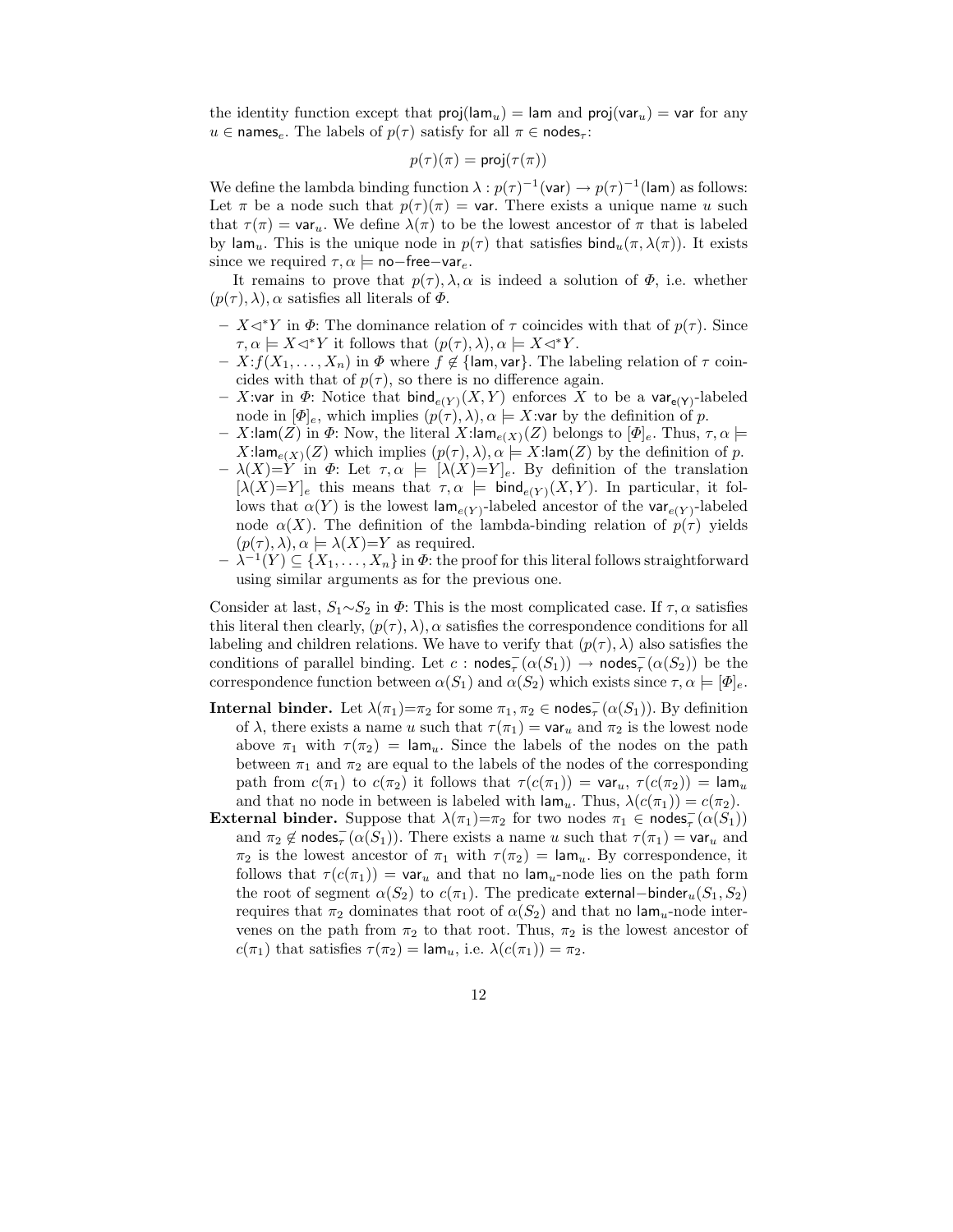the identity function except that $\mathsf{proj}(\mathsf{lam}_u) = \mathsf{lam}$ and $\mathsf{proj}(\mathsf{var}_u) = \mathsf{var}$ for any $u \in \mathsf{names}_e$. The labels of $p(\tau)$ satisfy for all $\pi \in \mathsf{nodes}_\tau$:

$$p(\tau)(\pi) = \mathsf{proj}(\tau(\pi))$$

We define the lambda binding function $\lambda : p(\tau)^{-1}(\mathsf{var}) \to p(\tau)^{-1}(\mathsf{lam})$ as follows: Let $\pi$ be a node such that $p(\tau)(\pi) = \mathsf{var}$. There exists a unique name $u$ such that $\tau(\pi) = \mathsf{var}_u$. We define $\lambda(\pi)$ to be the lowest ancestor of $\pi$ that is labeled by $\mathsf{lam}_u$. This is the unique node in $p(\tau)$ that satisfies $\mathsf{bind}_u(\pi, \lambda(\pi))$. It exists since we required $\tau, \alpha \models \mathsf{no{-}free{-}var}_e$.

It remains to prove that $p(\tau), \lambda, \alpha$ is indeed a solution of $\Phi$, i.e. whether $(p(\tau), \lambda), \alpha$ satisfies all literals of $\Phi$.

- $X \triangleleft^* Y$ in $\Phi$: The dominance relation of $\tau$ coincides with that of $p(\tau)$. Since $\tau, \alpha \models X \triangleleft^* Y$ it follows that $(p(\tau), \lambda), \alpha \models X \triangleleft^* Y$.
- $X{:}f(X_1, \ldots, X_n)$ in $\Phi$ where $f \notin \{\mathsf{lam}, \mathsf{var}\}$. The labeling relation of $\tau$ coincides with that of $p(\tau)$, so there is no difference again.
- $X{:}\mathsf{var}$ in $\Phi$: Notice that $\mathsf{bind}_{e(Y)}(X, Y)$ enforces $X$ to be a $\mathsf{var}_{e(Y)}$-labeled node in $[\Phi]_e$, which implies $(p(\tau), \lambda), \alpha \models X{:}\mathsf{var}$ by the definition of $p$.
- $X{:}\mathsf{lam}(Z)$ in $\Phi$: Now, the literal $X{:}\mathsf{lam}_{e(X)}(Z)$ belongs to $[\Phi]_e$. Thus, $\tau, \alpha \models X{:}\mathsf{lam}_{e(X)}(Z)$ which implies $(p(\tau), \lambda), \alpha \models X{:}\mathsf{lam}(Z)$ by the definition of $p$.
- $\lambda(X){=}Y$ in $\Phi$: Let $\tau, \alpha \models [\lambda(X){=}Y]_e$. By definition of the translation $[\lambda(X){=}Y]_e$ this means that $\tau, \alpha \models \mathsf{bind}_{e(Y)}(X, Y)$. In particular, it follows that $\alpha(Y)$ is the lowest $\mathsf{lam}_{e(Y)}$-labeled ancestor of the $\mathsf{var}_{e(Y)}$-labeled node $\alpha(X)$. The definition of the lambda-binding relation of $p(\tau)$ yields $(p(\tau), \lambda), \alpha \models \lambda(X){=}Y$ as required.
- $\lambda^{-1}(Y) \subseteq \{X_1, \ldots, X_n\}$ in $\Phi$: the proof for this literal follows straightforward using similar arguments as for the previous one.

Consider at last, $S_1{\sim}S_2$ in $\Phi$: This is the most complicated case. If $\tau, \alpha$ satisfies this literal then clearly, $(p(\tau), \lambda), \alpha$ satisfies the correspondence conditions for all labeling and children relations. We have to verify that $(p(\tau), \lambda)$ also satisfies the conditions of parallel binding. Let $c : \mathsf{nodes}^-_\tau(\alpha(S_1)) \to \mathsf{nodes}^-_\tau(\alpha(S_2))$ be the correspondence function between $\alpha(S_1)$ and $\alpha(S_2)$ which exists since $\tau, \alpha \models [\Phi]_e$.

**Internal binder.** Let $\lambda(\pi_1){=}\pi_2$ for some $\pi_1, \pi_2 \in \mathsf{nodes}^-_\tau(\alpha(S_1))$. By definition of $\lambda$, there exists a name $u$ such that $\tau(\pi_1) = \mathsf{var}_u$ and $\pi_2$ is the lowest node above $\pi_1$ with $\tau(\pi_2) = \mathsf{lam}_u$. Since the labels of the nodes on the path between $\pi_1$ and $\pi_2$ are equal to the labels of the nodes of the corresponding path from $c(\pi_1)$ to $c(\pi_2)$ it follows that $\tau(c(\pi_1)) = \mathsf{var}_u$, $\tau(c(\pi_2)) = \mathsf{lam}_u$ and that no node in between is labeled with $\mathsf{lam}_u$. Thus, $\lambda(c(\pi_1)) = c(\pi_2)$.

**External binder.** Suppose that $\lambda(\pi_1){=}\pi_2$ for two nodes $\pi_1 \in \mathsf{nodes}^-_\tau(\alpha(S_1))$ and $\pi_2 \notin \mathsf{nodes}^-_\tau(\alpha(S_1))$. There exists a name $u$ such that $\tau(\pi_1) = \mathsf{var}_u$ and $\pi_2$ is the lowest ancestor of $\pi_1$ with $\tau(\pi_2) = \mathsf{lam}_u$. By correspondence, it follows that $\tau(c(\pi_1)) = \mathsf{var}_u$ and that no $\mathsf{lam}_u$-node lies on the path form the root of segment $\alpha(S_2)$ to $c(\pi_1)$. The predicate $\mathsf{external{-}binder}_u(S_1, S_2)$ requires that $\pi_2$ dominates that root of $\alpha(S_2)$ and that no $\mathsf{lam}_u$-node intervenes on the path from $\pi_2$ to that root. Thus, $\pi_2$ is the lowest ancestor of $c(\pi_1)$ that satisfies $\tau(\pi_2) = \mathsf{lam}_u$, i.e. $\lambda(c(\pi_1)) = \pi_2$.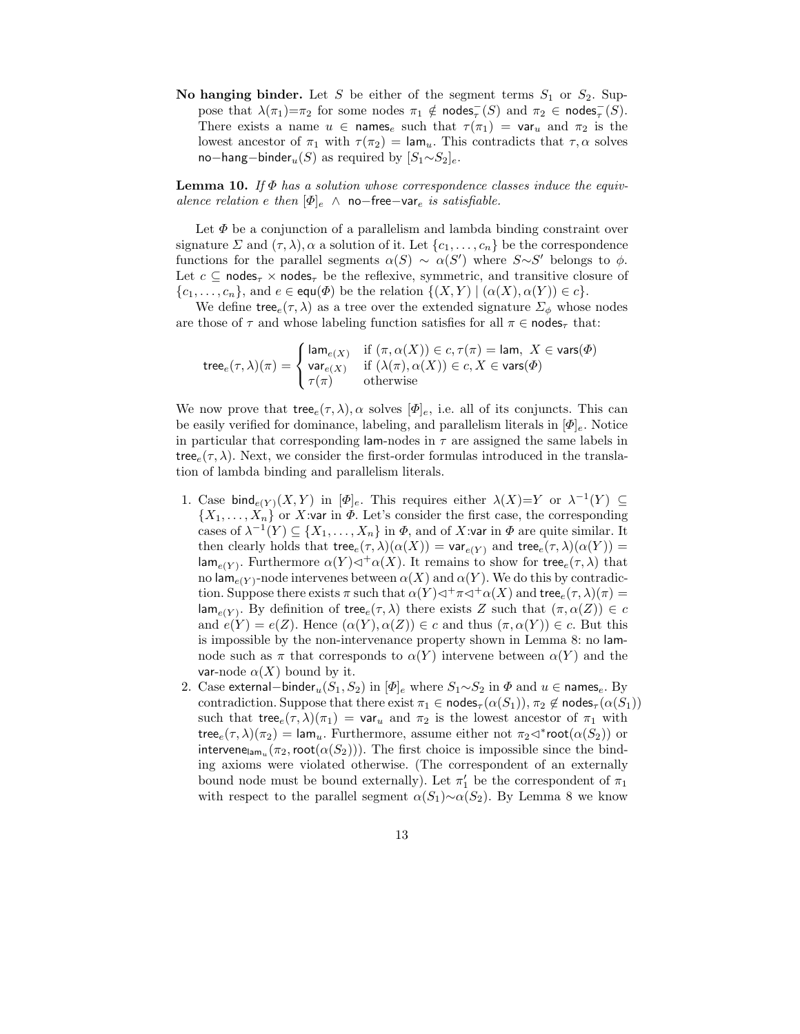**No hanging binder.** Let $S$ be either of the segment terms $S_1$ or $S_2$. Suppose that $\lambda(\pi_1){=}\pi_2$ for some nodes $\pi_1 \notin \mathsf{nodes}^-_\tau(S)$ and $\pi_2 \in \mathsf{nodes}^-_\tau(S)$. There exists a name $u \in \mathsf{names}_e$ such that $\tau(\pi_1) = \mathsf{var}_u$ and $\pi_2$ is the lowest ancestor of $\pi_1$ with $\tau(\pi_2) = \mathsf{lam}_u$. This contradicts that $\tau, \alpha$ solves $\mathsf{no{-}hang{-}binder}_u(S)$ as required by $[S_1{\sim}S_2]_e$.

**Lemma 10.** *If $\Phi$ has a solution whose correspondence classes induce the equivalence relation $e$ then $[\Phi]_e \ \wedge\ \mathsf{no{-}free{-}var}_e$ is satisfiable.*

Let $\Phi$ be a conjunction of a parallelism and lambda binding constraint over signature $\Sigma$ and $(\tau, \lambda), \alpha$ a solution of it. Let $\{c_1, \ldots, c_n\}$ be the correspondence functions for the parallel segments $\alpha(S) \sim \alpha(S')$ where $S{\sim}S'$ belongs to $\phi$. Let $c \subseteq \mathsf{nodes}_\tau \times \mathsf{nodes}_\tau$ be the reflexive, symmetric, and transitive closure of $\{c_1, \ldots, c_n\}$, and $e \in \mathsf{equ}(\Phi)$ be the relation $\{(X,Y) \mid (\alpha(X), \alpha(Y)) \in c\}$.

We define $\mathsf{tree}_e(\tau, \lambda)$ as a tree over the extended signature $\Sigma_\phi$ whose nodes are those of $\tau$ and whose labeling function satisfies for all $\pi \in \mathsf{nodes}_\tau$ that:

$$\mathsf{tree}_e(\tau,\lambda)(\pi) = \begin{cases} \mathsf{lam}_{e(X)} & \text{if } (\pi, \alpha(X)) \in c, \tau(\pi) = \mathsf{lam},\ X \in \mathsf{vars}(\Phi) \\ \mathsf{var}_{e(X)} & \text{if } (\lambda(\pi), \alpha(X)) \in c, X \in \mathsf{vars}(\Phi) \\ \tau(\pi) & \text{otherwise} \end{cases}$$

We now prove that $\mathsf{tree}_e(\tau, \lambda), \alpha$ solves $[\Phi]_e$, i.e. all of its conjuncts. This can be easily verified for dominance, labeling, and parallelism literals in $[\Phi]_e$. Notice in particular that corresponding $\mathsf{lam}$-nodes in $\tau$ are assigned the same labels in $\mathsf{tree}_e(\tau, \lambda)$. Next, we consider the first-order formulas introduced in the translation of lambda binding and parallelism literals.

1. Case $\mathsf{bind}_{e(Y)}(X, Y)$ in $[\Phi]_e$. This requires either $\lambda(X){=}Y$ or $\lambda^{-1}(Y) \subseteq \{X_1, \ldots, X_n\}$ or $X{:}\mathsf{var}$ in $\Phi$. Let's consider the first case, the corresponding cases of $\lambda^{-1}(Y) \subseteq \{X_1, \ldots, X_n\}$ in $\Phi$, and of $X{:}\mathsf{var}$ in $\Phi$ are quite similar. It then clearly holds that $\mathsf{tree}_e(\tau, \lambda)(\alpha(X)) = \mathsf{var}_{e(Y)}$ and $\mathsf{tree}_e(\tau, \lambda)(\alpha(Y)) = \mathsf{lam}_{e(Y)}$. Furthermore $\alpha(Y) \triangleleft^+ \alpha(X)$. It remains to show for $\mathsf{tree}_e(\tau, \lambda)$ that no $\mathsf{lam}_{e(Y)}$-node intervenes between $\alpha(X)$ and $\alpha(Y)$. We do this by contradiction. Suppose there exists $\pi$ such that $\alpha(Y) \triangleleft^+ \pi \triangleleft^+ \alpha(X)$ and $\mathsf{tree}_e(\tau, \lambda)(\pi) = \mathsf{lam}_{e(Y)}$. By definition of $\mathsf{tree}_e(\tau, \lambda)$ there exists $Z$ such that $(\pi, \alpha(Z)) \in c$ and $e(Y) = e(Z)$. Hence $(\alpha(Y), \alpha(Z)) \in c$ and thus $(\pi, \alpha(Y)) \in c$. But this is impossible by the non-intervenance property shown in Lemma 8: no $\mathsf{lam}$-node such as $\pi$ that corresponds to $\alpha(Y)$ intervene between $\alpha(Y)$ and the $\mathsf{var}$-node $\alpha(X)$ bound by it.
2. Case $\mathsf{external{-}binder}_u(S_1, S_2)$ in $[\Phi]_e$ where $S_1{\sim}S_2$ in $\Phi$ and $u \in \mathsf{names}_e$. By contradiction. Suppose that there exist $\pi_1 \in \mathsf{nodes}_\tau(\alpha(S_1))$, $\pi_2 \notin \mathsf{nodes}_\tau(\alpha(S_1))$ such that $\mathsf{tree}_e(\tau, \lambda)(\pi_1) = \mathsf{var}_u$ and $\pi_2$ is the lowest ancestor of $\pi_1$ with $\mathsf{tree}_e(\tau, \lambda)(\pi_2) = \mathsf{lam}_u$. Furthermore, assume either not $\pi_2 \triangleleft^* \mathsf{root}(\alpha(S_2))$ or $\mathsf{intervene}_{\mathsf{lam}_u}(\pi_2, \mathsf{root}(\alpha(S_2)))$. The first choice is impossible since the binding axioms were violated otherwise. (The correspondent of an externally bound node must be bound externally). Let $\pi_1'$ be the correspondent of $\pi_1$ with respect to the parallel segment $\alpha(S_1){\sim}\alpha(S_2)$. By Lemma 8 we know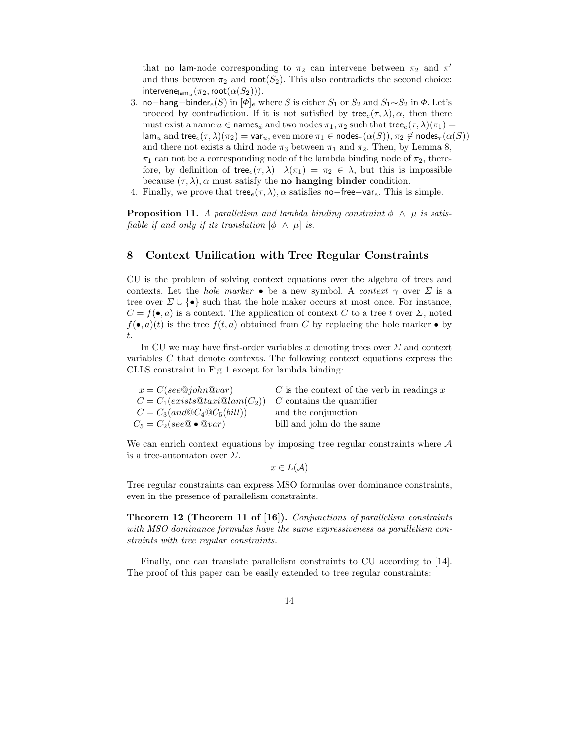that no lam-node corresponding to $\pi_2$ can intervene between $\pi_2$ and $\pi'$ and thus between $\pi_2$ and $\mathsf{root}(S_2)$. This also contradicts the second choice: $\mathsf{intervene}_{\mathsf{lam}_u}(\pi_2, \mathsf{root}(\alpha(S_2)))$.

3. $\mathsf{no{-}hang{-}binder}_e(S)$ in $[\Phi]_e$ where $S$ is either $S_1$ or $S_2$ and $S_1 {\sim} S_2$ in $\Phi$. Let's proceed by contradiction. If it is not satisfied by $\mathsf{tree}_e(\tau, \lambda), \alpha$, then there must exist a name $u \in \mathsf{names}_\phi$ and two nodes $\pi_1, \pi_2$ such that $\mathsf{tree}_e(\tau, \lambda)(\pi_1) = \mathsf{lam}_u$ and $\mathsf{tree}_e(\tau, \lambda)(\pi_2) = \mathsf{var}_u$, even more $\pi_1 \in \mathsf{nodes}_\tau(\alpha(S))$, $\pi_2 \notin \mathsf{nodes}_\tau(\alpha(S))$ and there not exists a third node $\pi_3$ between $\pi_1$ and $\pi_2$. Then, by Lemma 8, $\pi_1$ can not be a corresponding node of the lambda binding node of $\pi_2$, therefore, by definition of $\mathsf{tree}_e(\tau, \lambda)$ $\lambda(\pi_1) = \pi_2 \in \lambda$, but this is impossible because $(\tau, \lambda), \alpha$ must satisfy the **no hanging binder** condition.
4. Finally, we prove that $\mathsf{tree}_e(\tau, \lambda), \alpha$ satisfies $\mathsf{no{-}free{-}var}_e$. This is simple.

**Proposition 11.** *A parallelism and lambda binding constraint $\phi \wedge \mu$ is satisfiable if and only if its translation $[\phi \wedge \mu]$ is.*

## 8 Context Unification with Tree Regular Constraints

CU is the problem of solving context equations over the algebra of trees and contexts. Let the *hole marker* $\bullet$ be a new symbol. A *context* $\gamma$ over $\Sigma$ is a tree over $\Sigma \cup \{\bullet\}$ such that the hole maker occurs at most once. For instance, $C = f(\bullet, a)$ is a context. The application of context $C$ to a tree $t$ over $\Sigma$, noted $f(\bullet, a)(t)$ is the tree $f(t, a)$ obtained from $C$ by replacing the hole marker $\bullet$ by $t$.

In CU we may have first-order variables $x$ denoting trees over $\Sigma$ and context variables $C$ that denote contexts. The following context equations express the CLLS constraint in Fig 1 except for lambda binding:

| | |
|---|---|
| $x = C(see@john@var)$ | $C$ is the context of the verb in readings $x$ |
| $C = C_1(exists@taxi@lam(C_2))$ | $C$ contains the quantifier |
| $C = C_3(and@C_4@C_5(bill))$ | and the conjunction |
| $C_5 = C_2(see@\bullet@var)$ | bill and john do the same |

We can enrich context equations by imposing tree regular constraints where $\mathcal{A}$ is a tree-automaton over $\Sigma$.

$$x \in L(\mathcal{A})$$

Tree regular constraints can express MSO formulas over dominance constraints, even in the presence of parallelism constraints.

**Theorem 12 (Theorem 11 of [16]).** *Conjunctions of parallelism constraints with MSO dominance formulas have the same expressiveness as parallelism constraints with tree regular constraints.*

Finally, one can translate parallelism constraints to CU according to [14]. The proof of this paper can be easily extended to tree regular constraints: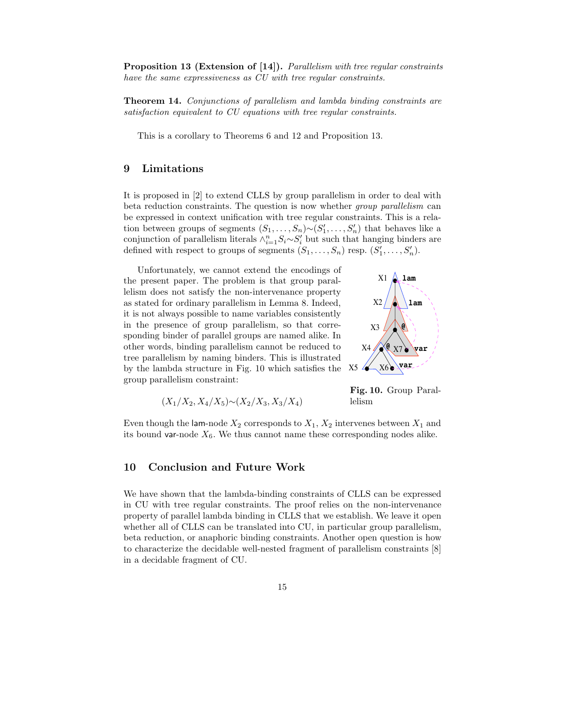**Proposition 13 (Extension of [14]).** *Parallelism with tree regular constraints have the same expressiveness as CU with tree regular constraints.*

**Theorem 14.** *Conjunctions of parallelism and lambda binding constraints are satisfaction equivalent to CU equations with tree regular constraints.*

This is a corollary to Theorems 6 and 12 and Proposition 13.

## 9 Limitations

It is proposed in [2] to extend CLLS by group parallelism in order to deal with beta reduction constraints. The question is now whether *group parallelism* can be expressed in context unification with tree regular constraints. This is a relation between groups of segments $(S_1, \ldots, S_n) \sim (S'_1, \ldots, S'_n)$ that behaves like a conjunction of parallelism literals $\wedge_{i=1}^{n} S_i \sim S'_i$ but such that hanging binders are defined with respect to groups of segments $(S_1, \ldots, S_n)$ resp. $(S'_1, \ldots, S'_n)$.

Unfortunately, we cannot extend the encodings of the present paper. The problem is that group parallelism does not satisfy the non-intervenance property as stated for ordinary parallelism in Lemma 8. Indeed, it is not always possible to name variables consistently in the presence of group parallelism, so that corresponding binder of parallel groups are named alike. In other words, binding parallelism cannot be reduced to tree parallelism by naming binders. This is illustrated by the lambda structure in Fig. 10 which satisfies the group parallelism constraint:

$$(X_1/X_2, X_4/X_5) \sim (X_2/X_3, X_3/X_4)$$

**Fig. 10.** Group Parallelism

Even though the lam-node $X_2$ corresponds to $X_1$, $X_2$ intervenes between $X_1$ and its bound var-node $X_6$. We thus cannot name these corresponding nodes alike.

## 10 Conclusion and Future Work

We have shown that the lambda-binding constraints of CLLS can be expressed in CU with tree regular constraints. The proof relies on the non-intervenance property of parallel lambda binding in CLLS that we establish. We leave it open whether all of CLLS can be translated into CU, in particular group parallelism, beta reduction, or anaphoric binding constraints. Another open question is how to characterize the decidable well-nested fragment of parallelism constraints [8] in a decidable fragment of CU.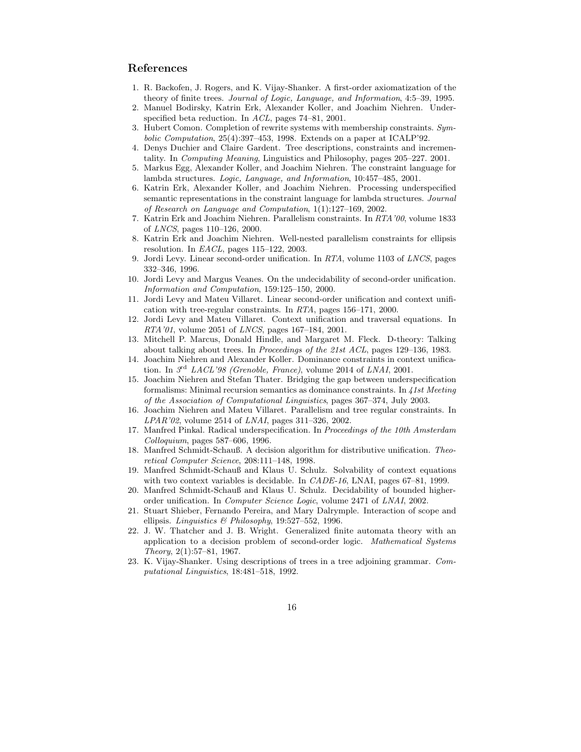## References

1. R. Backofen, J. Rogers, and K. Vijay-Shanker. A first-order axiomatization of the theory of finite trees. *Journal of Logic, Language, and Information*, 4:5–39, 1995.
2. Manuel Bodirsky, Katrin Erk, Alexander Koller, and Joachim Niehren. Underspecified beta reduction. In *ACL*, pages 74–81, 2001.
3. Hubert Comon. Completion of rewrite systems with membership constraints. *Symbolic Computation*, 25(4):397–453, 1998. Extends on a paper at ICALP'92.
4. Denys Duchier and Claire Gardent. Tree descriptions, constraints and incrementality. In *Computing Meaning*, Linguistics and Philosophy, pages 205–227. 2001.
5. Markus Egg, Alexander Koller, and Joachim Niehren. The constraint language for lambda structures. *Logic, Language, and Information*, 10:457–485, 2001.
6. Katrin Erk, Alexander Koller, and Joachim Niehren. Processing underspecified semantic representations in the constraint language for lambda structures. *Journal of Research on Language and Computation*, 1(1):127–169, 2002.
7. Katrin Erk and Joachim Niehren. Parallelism constraints. In *RTA'00*, volume 1833 of *LNCS*, pages 110–126, 2000.
8. Katrin Erk and Joachim Niehren. Well-nested parallelism constraints for ellipsis resolution. In *EACL*, pages 115–122, 2003.
9. Jordi Levy. Linear second-order unification. In *RTA*, volume 1103 of *LNCS*, pages 332–346, 1996.
10. Jordi Levy and Margus Veanes. On the undecidability of second-order unification. *Information and Computation*, 159:125–150, 2000.
11. Jordi Levy and Mateu Villaret. Linear second-order unification and context unification with tree-regular constraints. In *RTA*, pages 156–171, 2000.
12. Jordi Levy and Mateu Villaret. Context unification and traversal equations. In *RTA'01*, volume 2051 of *LNCS*, pages 167–184, 2001.
13. Mitchell P. Marcus, Donald Hindle, and Margaret M. Fleck. D-theory: Talking about talking about trees. In *Proceedings of the 21st ACL*, pages 129–136, 1983.
14. Joachim Niehren and Alexander Koller. Dominance constraints in context unification. In *3rd LACL'98 (Grenoble, France)*, volume 2014 of *LNAI*, 2001.
15. Joachim Niehren and Stefan Thater. Bridging the gap between underspecification formalisms: Minimal recursion semantics as dominance constraints. In *41st Meeting of the Association of Computational Linguistics*, pages 367–374, July 2003.
16. Joachim Niehren and Mateu Villaret. Parallelism and tree regular constraints. In *LPAR'02*, volume 2514 of *LNAI*, pages 311–326, 2002.
17. Manfred Pinkal. Radical underspecification. In *Proceedings of the 10th Amsterdam Colloquium*, pages 587–606, 1996.
18. Manfred Schmidt-Schauß. A decision algorithm for distributive unification. *Theoretical Computer Science*, 208:111–148, 1998.
19. Manfred Schmidt-Schauß and Klaus U. Schulz. Solvability of context equations with two context variables is decidable. In *CADE-16*, LNAI, pages 67–81, 1999.
20. Manfred Schmidt-Schauß and Klaus U. Schulz. Decidability of bounded higher-order unification. In *Computer Science Logic*, volume 2471 of *LNAI*, 2002.
21. Stuart Shieber, Fernando Pereira, and Mary Dalrymple. Interaction of scope and ellipsis. *Linguistics & Philosophy*, 19:527–552, 1996.
22. J. W. Thatcher and J. B. Wright. Generalized finite automata theory with an application to a decision problem of second-order logic. *Mathematical Systems Theory*, 2(1):57–81, 1967.
23. K. Vijay-Shanker. Using descriptions of trees in a tree adjoining grammar. *Computational Linguistics*, 18:481–518, 1992.